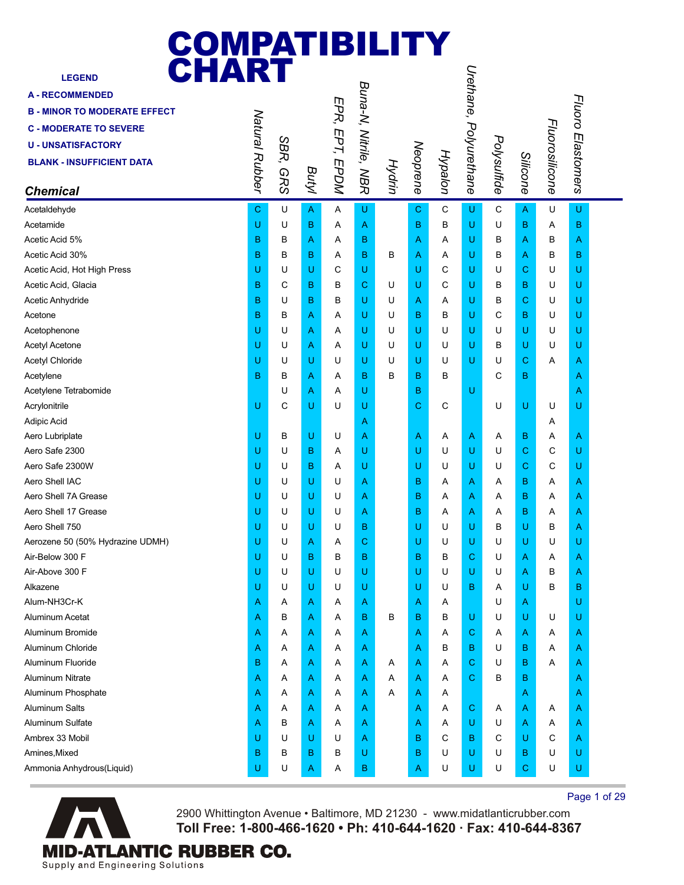# COMPATIBILITY CHART

**LEGEND**

**A - RECOMMENDED**

**B - MINOR TO MODERATE EFFECT**

**C - MODERATE TO SEVERE**

**U - UNSATISFACTORY**

**BLANK - INSUFFICIENT DATA**

| Chemical | Natural Rubber | SBR, GRS | Butyl | EPR, EPT, EPDM | Buna-N, Nitrile, NBR | Hydrin | Neoprene | Hypalon | Urethane, Polyurethane | Polysulfide | Silicone | Fluorosilicone | Fluoro Elastomers |
|---|---|---|---|---|---|---|---|---|---|---|---|---|---|
| Acetaldehyde | C | U | A | A | U | | C | C | U | C | A | U | U |
| Acetamide | U | U | B | A | A | | B | B | U | U | B | A | B |
| Acetic Acid 5% | B | B | A | A | B | | A | A | U | B | A | B | A |
| Acetic Acid 30% | B | B | B | A | B | B | A | A | U | B | A | B | B |
| Acetic Acid, Hot High Press | U | U | U | C | U | | U | C | U | U | C | U | U |
| Acetic Acid, Glacia | B | C | B | B | C | U | U | C | U | B | B | U | U |
| Acetic Anhydride | B | U | B | B | U | U | A | A | U | B | C | U | U |
| Acetone | B | B | A | A | U | U | B | B | U | C | B | U | U |
| Acetophenone | U | U | A | A | U | U | U | U | U | U | U | U | U |
| Acetyl Acetone | U | U | A | A | U | U | U | U | U | B | U | U | U |
| Acetyl Chloride | U | U | U | U | U | U | U | U | U | U | C | A | A |
| Acetylene | B | B | A | A | B | B | B | B | | C | B | | A |
| Acetylene Tetrabomide | | U | A | A | U | | B | | U | | | | A |
| Acrylonitrile | U | C | U | U | U | | C | C | | U | U | U | U |
| Adipic Acid | | | | | A | | | | | | | A | |
| Aero Lubriplate | U | B | U | U | A | | A | A | A | A | B | A | A |
| Aero Safe 2300 | U | U | B | A | U | | U | U | U | U | C | C | U |
| Aero Safe 2300W | U | U | B | A | U | | U | U | U | U | C | C | U |
| Aero Shell IAC | U | U | U | U | A | | B | A | A | A | B | A | A |
| Aero Shell 7A Grease | U | U | U | U | A | | B | A | A | A | B | A | A |
| Aero Shell 17 Grease | U | U | U | U | A | | B | A | A | A | B | A | A |
| Aero Shell 750 | U | U | U | U | B | | U | U | U | B | U | B | A |
| Aerozene 50 (50% Hydrazine UDMH) | U | U | A | A | C | | U | U | U | U | U | U | U |
| Air-Below 300 F | U | U | B | B | B | | B | B | C | U | A | A | A |
| Air-Above 300 F | U | U | U | U | U | | U | U | U | U | A | B | A |
| Alkazene | U | U | U | U | U | | U | U | B | A | U | B | B |
| Alum-NH3Cr-K | A | A | A | A | A | | A | A | | U | A | | U |
| Aluminum Acetat | A | B | A | A | B | B | B | B | U | U | U | U | U |
| Aluminum Bromide | A | A | A | A | A | | A | A | C | A | A | A | A |
| Aluminum Chloride | A | A | A | A | A | | A | B | B | U | B | A | A |
| Aluminum Fluoride | B | A | A | A | A | A | A | A | C | U | B | A | A |
| Aluminum Nitrate | A | A | A | A | A | A | A | A | C | B | B | | A |
| Aluminum Phosphate | A | A | A | A | A | A | A | A | | | A | | A |
| Aluminum Salts | A | A | A | A | A | | A | A | C | A | A | A | A |
| Aluminum Sulfate | A | B | A | A | A | | A | A | U | U | A | A | A |
| Ambrex 33 Mobil | U | U | U | U | A | | B | C | B | C | U | C | A |
| Amines,Mixed | B | B | B | B | U | | B | U | U | U | B | U | U |
| Ammonia Anhydrous(Liquid) | U | U | A | A | B | | A | U | U | U | C | U | U |

2900 Whittington Avenue • Baltimore, MD 21230 - www.midatlanticrubber.com

**Toll Free: 1-800-466-1620 • Ph: 410-644-1620 · Fax: 410-644-8367**

**MID-ATLANTIC RUBBER CO.**

Supply and Engineering Solutions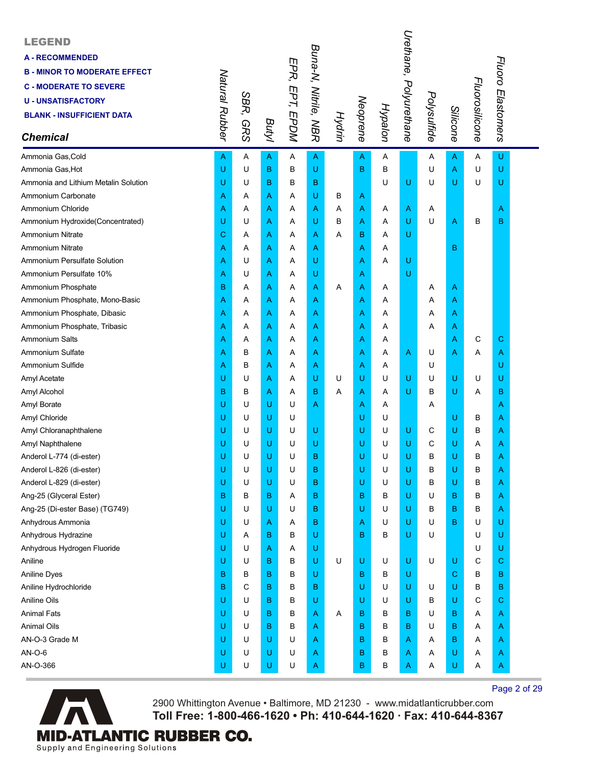## LEGEND

**A - RECOMMENDED**
**B - MINOR TO MODERATE EFFECT**
**C - MODERATE TO SEVERE**
**U - UNSATISFACTORY**
**BLANK - INSUFFICIENT DATA**

| *Chemical* | *Natural Rubber* | *SBR, GRS* | *Butyl* | *EPR, EPT, EPDM* | *Buna-N, Nitrile, NBR* | *Hydrin* | *Neoprene* | *Hypalon* | *Urethane, Polyurethane* | *Polysulfide* | *Silicone* | *Fluorosilicone* | *Fluoro Elastomers* |
|---|---|---|---|---|---|---|---|---|---|---|---|---|---|
| Ammonia Gas,Cold | A | A | A | A | A | | A | A | | A | A | A | U |
| Ammonia Gas,Hot | U | U | B | B | U | | B | B | | U | A | U | U |
| Ammonia and Lithium Metalin Solution | U | U | B | B | B | | | U | U | U | U | U | U |
| Ammonium Carbonate | A | A | A | A | U | B | A | | | | | | |
| Ammonium Chloride | A | A | A | A | A | A | A | A | A | A | | | A |
| Ammonium Hydroxide(Concentrated) | U | U | A | A | U | B | A | A | U | U | A | B | B |
| Ammonium Nitrate | C | A | A | A | A | A | B | A | U | | | | |
| Ammonium Nitrate | A | A | A | A | A | | A | A | | | B | | |
| Ammonium Persulfate Solution | A | U | A | A | U | | A | A | U | | | | |
| Ammonium Persulfate 10% | A | U | A | A | U | | A | | U | | | | |
| Ammonium Phosphate | B | A | A | A | A | A | A | A | | A | A | | |
| Ammonium Phosphate, Mono-Basic | A | A | A | A | A | | A | A | | A | A | | |
| Ammonium Phosphate, Dibasic | A | A | A | A | A | | A | A | | A | A | | |
| Ammonium Phosphate, Tribasic | A | A | A | A | A | | A | A | | A | A | | |
| Ammonium Salts | A | A | A | A | A | | A | A | | | A | C | C |
| Ammonium Sulfate | A | B | A | A | A | | A | A | A | U | A | A | A |
| Ammonium Sulfide | A | B | A | A | A | | A | A | | U | | | U |
| Amyl Acetate | U | U | A | A | U | U | U | U | U | U | U | U | U |
| Amyl Alcohol | B | B | A | A | B | A | A | A | U | B | U | A | B |
| Amyl Borate | U | U | U | U | A | | A | A | | A | | | A |
| Amyl Chloride | U | U | U | U | | | U | U | | | U | B | A |
| Amyl Chloranaphthalene | U | U | U | U | U | | U | U | U | C | U | B | A |
| Amyl Naphthalene | U | U | U | U | U | | U | U | U | C | U | A | A |
| Anderol L-774 (di-ester) | U | U | U | U | B | | U | U | U | B | U | B | A |
| Anderol L-826 (di-ester) | U | U | U | U | B | | U | U | U | B | U | B | A |
| Anderol L-829 (di-ester) | U | U | U | U | B | | U | U | U | B | U | B | A |
| Ang-25 (Glyceral Ester) | B | B | B | A | B | | B | B | U | U | B | B | A |
| Ang-25 (Di-ester Base) (TG749) | U | U | U | U | B | | U | U | U | B | B | B | A |
| Anhydrous Ammonia | U | U | A | A | B | | A | U | U | U | B | U | U |
| Anhydrous Hydrazine | U | A | B | B | U | | B | B | U | U | | U | U |
| Anhydrous Hydrogen Fluoride | U | U | A | A | U | | | | | | | U | U |
| Aniline | U | U | B | B | U | U | U | U | U | U | U | C | C |
| Aniline Dyes | B | B | B | B | U | | B | B | U | | C | B | B |
| Aniline Hydrochloride | B | C | B | B | B | | U | U | U | U | U | B | B |
| Aniline Oils | U | U | B | B | U | | U | U | U | B | U | C | C |
| Animal Fats | U | U | B | B | A | A | B | B | B | U | B | A | A |
| Animal Oils | U | U | B | B | A | | B | B | B | U | B | A | A |
| AN-O-3 Grade M | U | U | U | U | A | | B | B | A | A | B | A | A |
| AN-O-6 | U | U | U | U | A | | B | B | A | A | U | A | A |
| AN-O-366 | U | U | U | U | A | | B | B | A | A | U | A | A |

2900 Whittington Avenue • Baltimore, MD 21230 - www.midatlanticrubber.com
**Toll Free: 1-800-466-1620 • Ph: 410-644-1620 · Fax: 410-644-8367**

**MID-ATLANTIC RUBBER CO.**
Supply and Engineering Solutions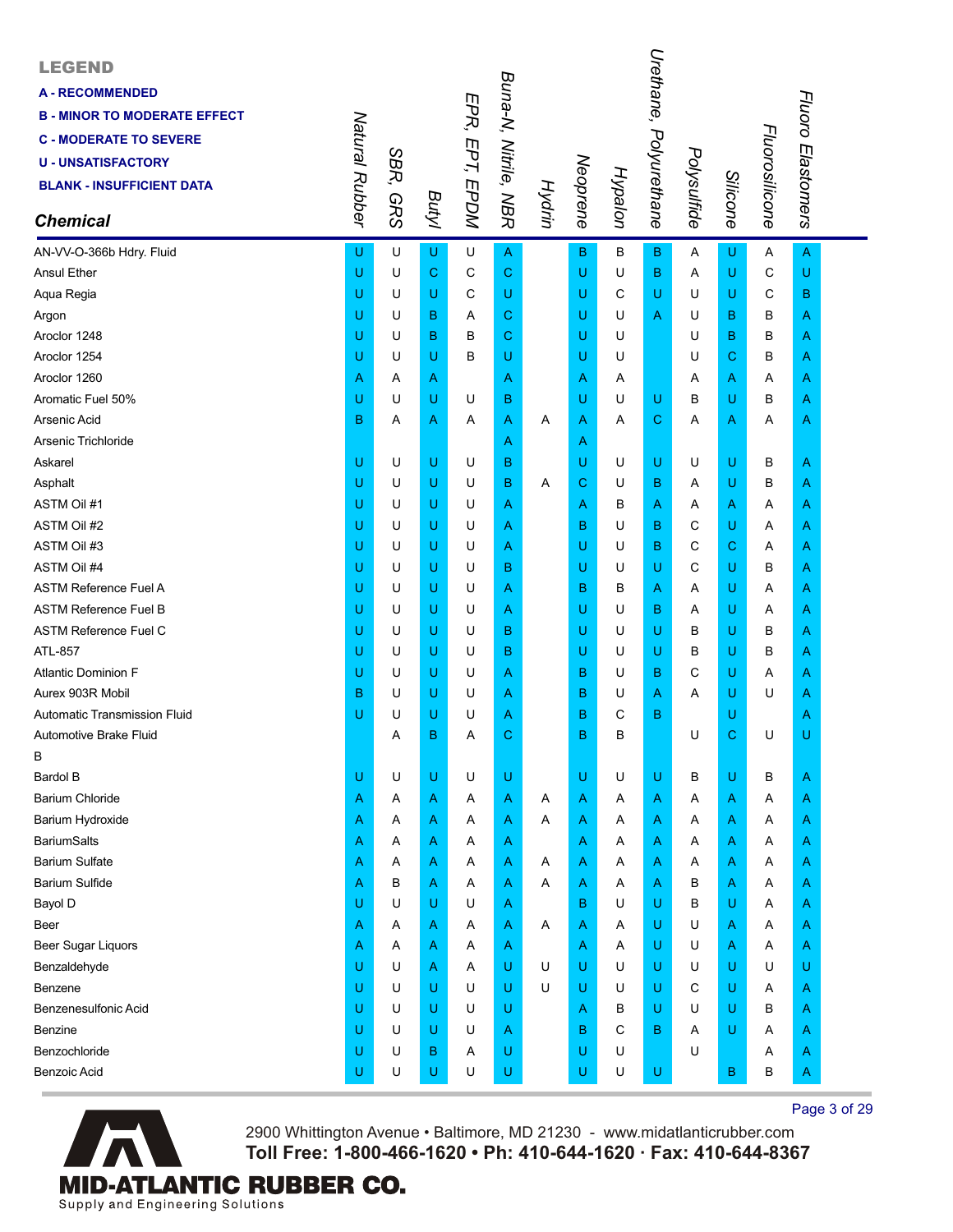**LEGEND**

**A - RECOMMENDED**
**B - MINOR TO MODERATE EFFECT**
**C - MODERATE TO SEVERE**
**U - UNSATISFACTORY**
**BLANK - INSUFFICIENT DATA**

| Chemical | Natural Rubber | SBR, GRS | Butyl | EPR, EPT, EPDM | Buna-N, Nitrile, NBR | Hydrin | Neoprene | Hypalon | Urethane, Polyurethane | Polysulfide | Silicone | Fluorosilicone | Fluoro Elastomers |
|---|---|---|---|---|---|---|---|---|---|---|---|---|---|
| AN-VV-O-366b Hdry. Fluid | U | U | U | U | A | | B | B | B | A | U | A | A |
| Ansul Ether | U | U | C | C | C | | U | U | B | A | U | C | U |
| Aqua Regia | U | U | U | C | U | | U | C | U | U | U | C | B |
| Argon | U | U | B | A | C | | U | U | A | U | B | B | A |
| Aroclor 1248 | U | U | B | B | C | | U | U | | U | B | B | A |
| Aroclor 1254 | U | U | U | B | U | | U | U | | U | C | B | A |
| Aroclor 1260 | A | A | A | | A | | A | A | | A | A | A | A |
| Aromatic Fuel 50% | U | U | U | U | B | | U | U | U | B | U | B | A |
| Arsenic Acid | B | A | A | A | A | A | A | A | C | A | A | A | A |
| Arsenic Trichloride | | | | | A | | A | | | | | | |
| Askarel | U | U | U | U | B | | U | U | U | U | U | B | A |
| Asphalt | U | U | U | U | B | A | C | U | B | A | U | B | A |
| ASTM Oil #1 | U | U | U | U | A | | A | B | A | A | A | A | A |
| ASTM Oil #2 | U | U | U | U | A | | B | U | B | C | U | A | A |
| ASTM Oil #3 | U | U | U | U | A | | U | U | B | C | C | A | A |
| ASTM Oil #4 | U | U | U | U | B | | U | U | U | C | U | B | A |
| ASTM Reference Fuel A | U | U | U | U | A | | B | B | A | A | U | A | A |
| ASTM Reference Fuel B | U | U | U | U | A | | U | U | B | A | U | A | A |
| ASTM Reference Fuel C | U | U | U | U | B | | U | U | U | B | U | B | A |
| ATL-857 | U | U | U | U | B | | U | U | U | B | U | B | A |
| Atlantic Dominion F | U | U | U | U | A | | B | U | B | C | U | A | A |
| Aurex 903R Mobil | B | U | U | U | A | | B | U | A | A | U | U | A |
| Automatic Transmission Fluid | U | U | U | U | A | | B | C | B | | U | | A |
| Automotive Brake Fluid | | A | B | A | C | | B | B | | U | C | U | U |
| B | | | | | | | | | | | | | |
| Bardol B | U | U | U | U | U | | U | U | U | B | U | B | A |
| Barium Chloride | A | A | A | A | A | A | A | A | A | A | A | A | A |
| Barium Hydroxide | A | A | A | A | A | A | A | A | A | A | A | A | A |
| BariumSalts | A | A | A | A | A | | A | A | A | A | A | A | A |
| Barium Sulfate | A | A | A | A | A | A | A | A | A | A | A | A | A |
| Barium Sulfide | A | B | A | A | A | A | A | A | A | B | A | A | A |
| Bayol D | U | U | U | U | A | | B | U | U | B | U | A | A |
| Beer | A | A | A | A | A | A | A | A | U | U | A | A | A |
| Beer Sugar Liquors | A | A | A | A | A | | A | A | U | U | A | A | A |
| Benzaldehyde | U | U | A | A | U | U | U | U | U | U | U | U | U |
| Benzene | U | U | U | U | U | U | U | U | U | C | U | A | A |
| Benzenesulfonic Acid | U | U | U | U | U | | A | B | U | U | U | B | A |
| Benzine | U | U | U | U | A | | B | C | B | A | U | A | A |
| Benzochloride | U | U | B | A | U | | U | U | | U | | A | A |
| Benzoic Acid | U | U | U | U | U | | U | U | U | | B | B | A |

2900 Whittington Avenue • Baltimore, MD 21230 - www.midatlanticrubber.com
**Toll Free: 1-800-466-1620 • Ph: 410-644-1620 · Fax: 410-644-8367**

**MID-ATLANTIC RUBBER CO.**
Supply and Engineering Solutions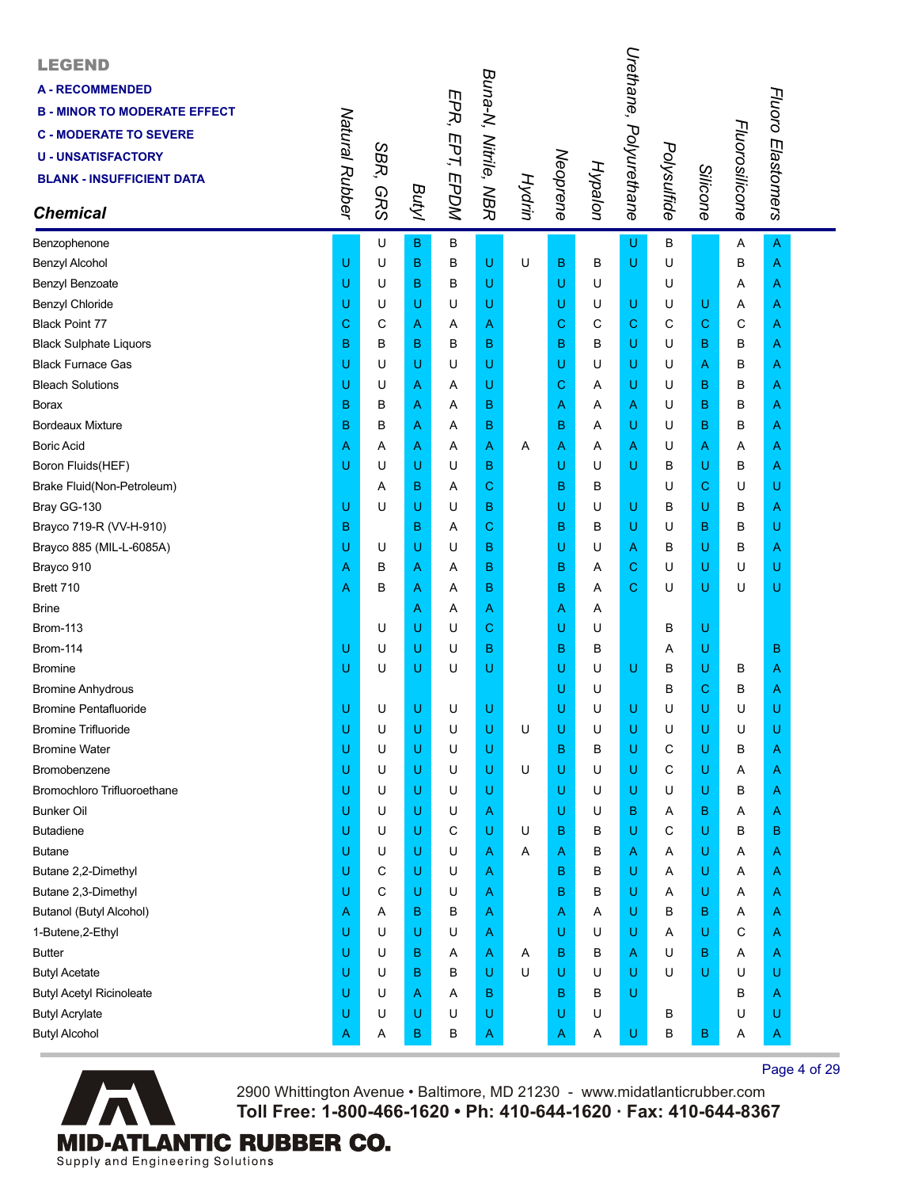**LEGEND**

**A - RECOMMENDED**
**B - MINOR TO MODERATE EFFECT**
**C - MODERATE TO SEVERE**
**U - UNSATISFACTORY**
**BLANK - INSUFFICIENT DATA**

| Chemical | Natural Rubber | SBR, GRS | Butyl | EPR, EPT, EPDM | Buna-N, Nitrile, NBR | Hydrin | Neoprene | Hypalon | Urethane, Polyurethane | Polysulfide | Silicone | Fluorosilicone | Fluoro Elastomers |
|---|---|---|---|---|---|---|---|---|---|---|---|---|---|
| Benzophenone | | U | B | B | | | | | U | B | | A | A |
| Benzyl Alcohol | U | U | B | B | U | U | B | B | U | U | | B | A |
| Benzyl Benzoate | U | U | B | B | U | | U | U | | U | | A | A |
| Benzyl Chloride | U | U | U | U | U | | U | U | U | U | U | A | A |
| Black Point 77 | C | C | A | A | A | | C | C | C | C | C | C | A |
| Black Sulphate Liquors | B | B | B | B | B | | B | B | U | U | B | B | A |
| Black Furnace Gas | U | U | U | U | U | | U | U | U | U | A | B | A |
| Bleach Solutions | U | U | A | A | U | | C | A | U | U | B | B | A |
| Borax | B | B | A | A | B | | A | A | A | U | B | B | A |
| Bordeaux Mixture | B | B | A | A | B | | B | A | U | U | B | B | A |
| Boric Acid | A | A | A | A | A | A | A | A | A | U | A | A | A |
| Boron Fluids(HEF) | U | U | U | U | B | | U | U | U | B | U | B | A |
| Brake Fluid(Non-Petroleum) | | A | B | A | C | | B | B | | U | C | U | U |
| Bray GG-130 | U | U | U | U | B | | U | U | U | B | U | B | A |
| Brayco 719-R (VV-H-910) | B | | B | A | C | | B | B | U | U | B | B | U |
| Brayco 885 (MIL-L-6085A) | U | U | U | U | B | | U | U | A | B | U | B | A |
| Brayco 910 | A | B | A | A | B | | B | A | C | U | U | U | U |
| Brett 710 | A | B | A | A | B | | B | A | C | U | U | U | U |
| Brine | | | A | A | A | | A | A | | | | | |
| Brom-113 | | U | U | U | C | | U | U | | B | U | | |
| Brom-114 | U | U | U | U | B | | B | B | | A | U | | B |
| Bromine | U | U | U | U | U | | U | U | U | B | U | B | A |
| Bromine Anhydrous | | | | | | | U | U | | B | C | B | A |
| Bromine Pentafluoride | U | U | U | U | U | | U | U | U | U | U | U | U |
| Bromine Trifluoride | U | U | U | U | U | U | U | U | U | U | U | U | U |
| Bromine Water | U | U | U | U | U | | B | B | U | C | U | B | A |
| Bromobenzene | U | U | U | U | U | U | U | U | U | C | U | A | A |
| Bromochloro Trifluoroethane | U | U | U | U | U | | U | U | U | U | U | B | A |
| Bunker Oil | U | U | U | U | A | | U | U | B | A | B | A | A |
| Butadiene | U | U | U | C | U | U | B | B | U | C | U | B | B |
| Butane | U | U | U | U | A | A | A | B | A | A | U | A | A |
| Butane 2,2-Dimethyl | U | C | U | U | A | | B | B | U | A | U | A | A |
| Butane 2,3-Dimethyl | U | C | U | U | A | | B | B | U | A | U | A | A |
| Butanol (Butyl Alcohol) | A | A | B | B | A | | A | A | U | B | B | A | A |
| 1-Butene,2-Ethyl | U | U | U | U | A | | U | U | U | A | U | C | A |
| Butter | U | U | B | A | A | A | B | B | A | U | B | A | A |
| Butyl Acetate | U | U | B | B | U | U | U | U | U | U | U | U | U |
| Butyl Acetyl Ricinoleate | U | U | A | A | B | | B | B | U | | | B | A |
| Butyl Acrylate | U | U | U | U | U | | U | U | | B | | U | U |
| Butyl Alcohol | A | A | B | B | A | | A | A | U | B | B | A | A |

2900 Whittington Avenue • Baltimore, MD 21230 - www.midatlanticrubber.com
**Toll Free: 1-800-466-1620 • Ph: 410-644-1620 · Fax: 410-644-8367**

**MID-ATLANTIC RUBBER CO.**
Supply and Engineering Solutions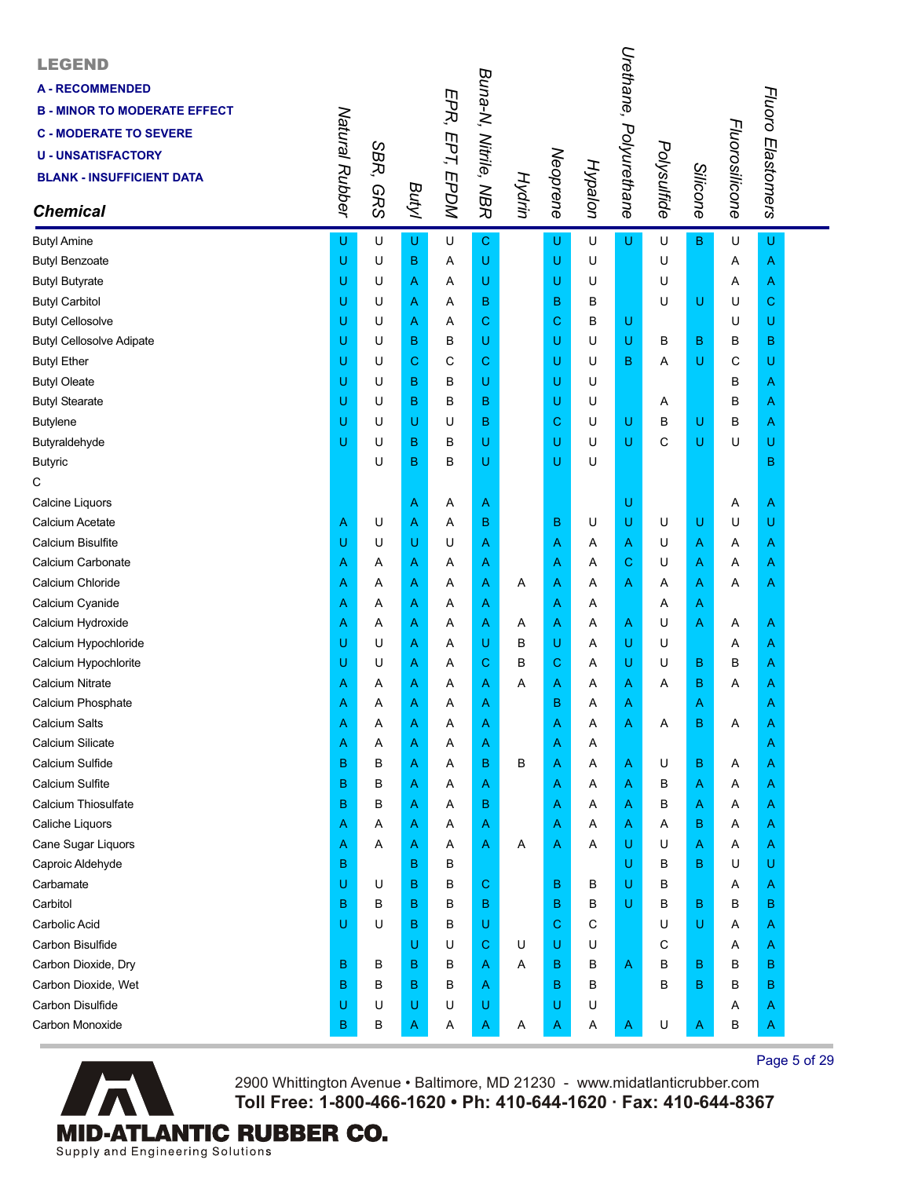**LEGEND**

**A - RECOMMENDED**
**B - MINOR TO MODERATE EFFECT**
**C - MODERATE TO SEVERE**
**U - UNSATISFACTORY**
**BLANK - INSUFFICIENT DATA**

| Chemical | Natural Rubber | SBR, GRS | Butyl | EPR, EPT, EPDM | Buna-N, Nitrile, NBR | Hydrin | Neoprene | Hypalon | Urethane, Polyurethane | Polysulfide | Silicone | Fluorosilicone | Fluoro Elastomers |
|---|---|---|---|---|---|---|---|---|---|---|---|---|---|
| Butyl Amine | U | U | U | U | C | | U | U | U | U | B | U | U |
| Butyl Benzoate | U | U | B | A | U | | U | U | | U | | A | A |
| Butyl Butyrate | U | U | A | A | U | | U | U | | U | | A | A |
| Butyl Carbitol | U | U | A | A | B | | B | B | | U | U | U | C |
| Butyl Cellosolve | U | U | A | A | C | | C | B | U | | | U | U |
| Butyl Cellosolve Adipate | U | U | B | B | U | | U | U | U | B | B | B | B |
| Butyl Ether | U | U | C | C | C | | U | U | B | A | U | C | U |
| Butyl Oleate | U | U | B | B | U | | U | U | | | | B | A |
| Butyl Stearate | U | U | B | B | B | | U | U | | A | | B | A |
| Butylene | U | U | U | U | B | | C | U | U | B | U | B | A |
| Butyraldehyde | U | U | B | B | U | | U | U | U | C | U | U | U |
| Butyric | | U | B | B | U | | U | U | | | | | B |
| C | | | | | | | | | | | | | |
| Calcine Liquors | | | A | A | A | | | | U | | | A | A |
| Calcium Acetate | A | U | A | A | B | | B | U | U | U | U | U | U |
| Calcium Bisulfite | U | U | U | U | A | | A | A | A | U | A | A | A |
| Calcium Carbonate | A | A | A | A | A | | A | A | C | U | A | A | A |
| Calcium Chloride | A | A | A | A | A | A | A | A | A | A | A | A | A |
| Calcium Cyanide | A | A | A | A | A | | A | A | | A | A | | |
| Calcium Hydroxide | A | A | A | A | A | A | A | A | A | U | A | A | A |
| Calcium Hypochloride | U | U | A | A | U | B | U | A | U | U | | A | A |
| Calcium Hypochlorite | U | U | A | A | C | B | C | A | U | U | B | B | A |
| Calcium Nitrate | A | A | A | A | A | A | A | A | A | A | B | A | A |
| Calcium Phosphate | A | A | A | A | A | | B | A | A | | A | | A |
| Calcium Salts | A | A | A | A | A | | A | A | A | A | B | A | A |
| Calcium Silicate | A | A | A | A | A | | A | A | | | | | A |
| Calcium Sulfide | B | B | A | A | B | B | A | A | A | U | B | A | A |
| Calcium Sulfite | B | B | A | A | A | | A | A | A | B | A | A | A |
| Calcium Thiosulfate | B | B | A | A | B | | A | A | A | B | A | A | A |
| Caliche Liquors | A | A | A | A | A | | A | A | A | A | B | A | A |
| Cane Sugar Liquors | A | A | A | A | A | A | A | A | U | U | A | A | A |
| Caproic Aldehyde | B | | B | B | | | | | U | B | B | U | U |
| Carbamate | U | U | B | B | C | | B | B | U | B | | A | A |
| Carbitol | B | B | B | B | B | | B | B | U | B | B | B | B |
| Carbolic Acid | U | U | B | B | U | | C | C | | U | U | A | A |
| Carbon Bisulfide | | | U | U | C | U | U | U | | C | | A | A |
| Carbon Dioxide, Dry | B | B | B | B | A | A | B | B | A | B | B | B | B |
| Carbon Dioxide, Wet | B | B | B | B | A | | B | B | | B | B | B | B |
| Carbon Disulfide | U | U | U | U | U | | U | U | | | | A | A |
| Carbon Monoxide | B | B | A | A | A | A | A | A | A | U | A | B | A |

2900 Whittington Avenue • Baltimore, MD 21230 - www.midatlanticrubber.com
**Toll Free: 1-800-466-1620 • Ph: 410-644-1620 · Fax: 410-644-8367**

**MID-ATLANTIC RUBBER CO.**
Supply and Engineering Solutions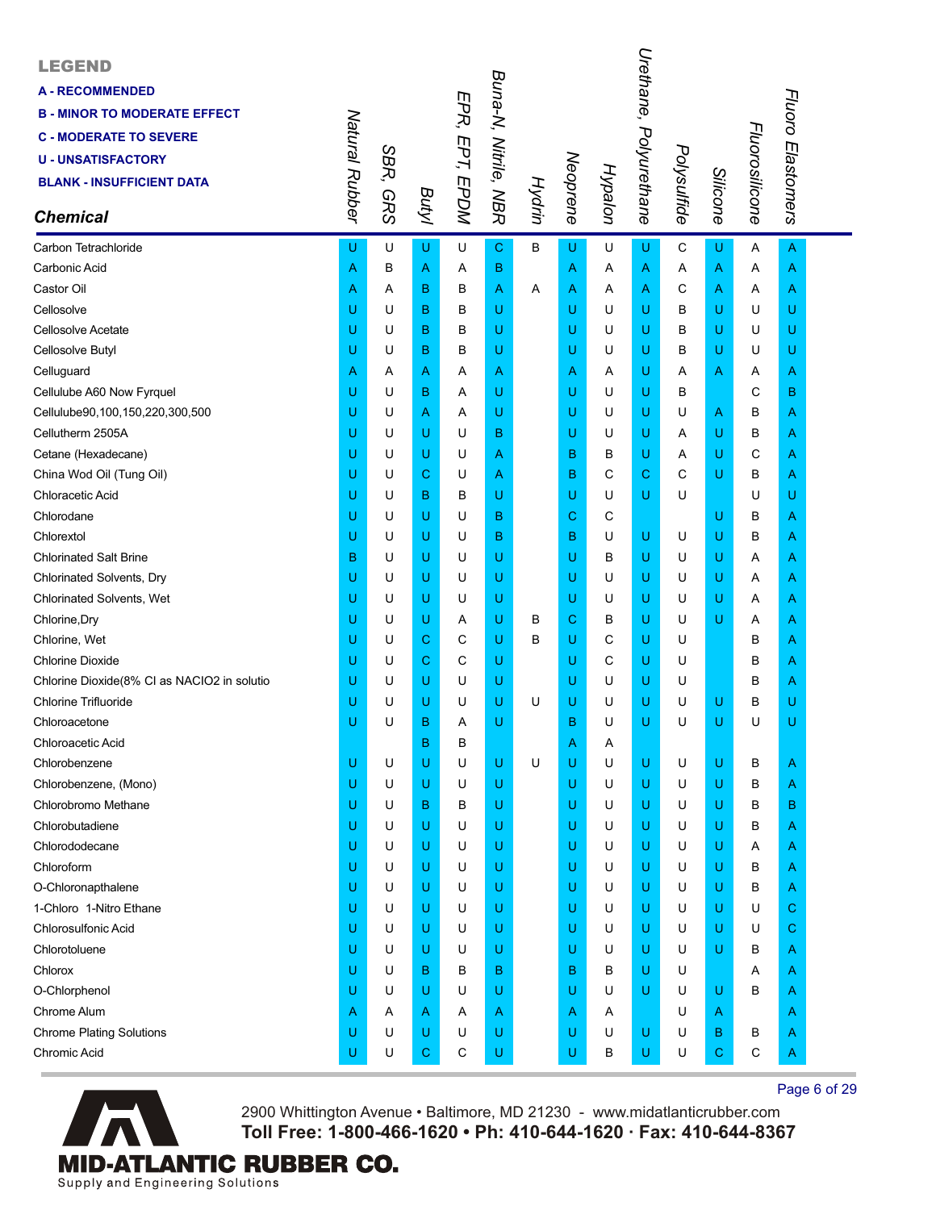## LEGEND

**A - RECOMMENDED**
**B - MINOR TO MODERATE EFFECT**
**C - MODERATE TO SEVERE**
**U - UNSATISFACTORY**
**BLANK - INSUFFICIENT DATA**

| Chemical | Natural Rubber | SBR, GRS | Butyl | EPR, EPT, EPDM | Buna-N, Nitrile, NBR | Hydrin | Neoprene | Hypalon | Urethane, Polyurethane | Polysulfide | Silicone | Fluorosilicone | Fluoro Elastomers |
|---|---|---|---|---|---|---|---|---|---|---|---|---|---|
| Carbon Tetrachloride | U | U | U | U | C | B | U | U | U | C | U | A | A |
| Carbonic Acid | A | B | A | A | B | | A | A | A | A | A | A | A |
| Castor Oil | A | A | B | B | A | A | A | A | A | C | A | A | A |
| Cellosolve | U | U | B | B | U | | U | U | U | B | U | U | U |
| Cellosolve Acetate | U | U | B | B | U | | U | U | U | B | U | U | U |
| Cellosolve Butyl | U | U | B | B | U | | U | U | U | B | U | U | U |
| Celluguard | A | A | A | A | A | | A | A | U | A | A | A | A |
| Cellulube A60 Now Fyrquel | U | U | B | A | U | | U | U | U | B | | C | B |
| Cellulube90,100,150,220,300,500 | U | U | A | A | U | | U | U | U | U | A | B | A |
| Cellutherm 2505A | U | U | U | U | B | | U | U | U | A | U | B | A |
| Cetane (Hexadecane) | U | U | U | U | A | | B | B | U | A | U | C | A |
| China Wod Oil (Tung Oil) | U | U | C | U | A | | B | C | C | C | U | B | A |
| Chloracetic Acid | U | U | B | B | U | | U | U | U | U | | U | U |
| Chlorodane | U | U | U | U | B | | C | C | | | U | B | A |
| Chlorextol | U | U | U | U | B | | B | U | U | U | U | B | A |
| Chlorinated Salt Brine | B | U | U | U | U | | U | B | U | U | U | A | A |
| Chlorinated Solvents, Dry | U | U | U | U | U | | U | U | U | U | U | A | A |
| Chlorinated Solvents, Wet | U | U | U | U | U | | U | U | U | U | U | A | A |
| Chlorine,Dry | U | U | U | A | U | B | C | B | U | U | U | A | A |
| Chlorine, Wet | U | U | C | C | U | B | U | C | U | U | | B | A |
| Chlorine Dioxide | U | U | C | C | U | | U | C | U | U | | B | A |
| Chlorine Dioxide(8% Cl as NACIO2 in solutio | U | U | U | U | U | | U | U | U | U | | B | A |
| Chlorine Trifluoride | U | U | U | U | U | U | U | U | U | U | U | B | U |
| Chloroacetone | U | U | B | A | U | | B | U | U | U | U | U | U |
| Chloroacetic Acid | | | B | B | | | A | A | | | | | |
| Chlorobenzene | U | U | U | U | U | U | U | U | U | U | U | B | A |
| Chlorobenzene, (Mono) | U | U | U | U | U | | U | U | U | U | U | B | A |
| Chlorobromo Methane | U | U | B | B | U | | U | U | U | U | U | B | B |
| Chlorobutadiene | U | U | U | U | U | | U | U | U | U | U | B | A |
| Chlorododecane | U | U | U | U | U | | U | U | U | U | U | A | A |
| Chloroform | U | U | U | U | U | | U | U | U | U | U | B | A |
| O-Chloronapthalene | U | U | U | U | U | | U | U | U | U | U | B | A |
| 1-Chloro 1-Nitro Ethane | U | U | U | U | U | | U | U | U | U | U | U | C |
| Chlorosulfonic Acid | U | U | U | U | U | | U | U | U | U | U | U | C |
| Chlorotoluene | U | U | U | U | U | | U | U | U | U | U | B | A |
| Chlorox | U | U | B | B | B | | B | B | U | U | | A | A |
| O-Chlorphenol | U | U | U | U | U | | U | U | U | U | U | B | A |
| Chrome Alum | A | A | A | A | A | | A | A | | U | A | | A |
| Chrome Plating Solutions | U | U | U | U | U | | U | U | U | U | B | B | A |
| Chromic Acid | U | U | C | C | U | | U | B | U | U | C | C | A |

2900 Whittington Avenue • Baltimore, MD 21230 - www.midatlanticrubber.com
**Toll Free: 1-800-466-1620 • Ph: 410-644-1620 · Fax: 410-644-8367**

**MID-ATLANTIC RUBBER CO.**
Supply and Engineering Solutions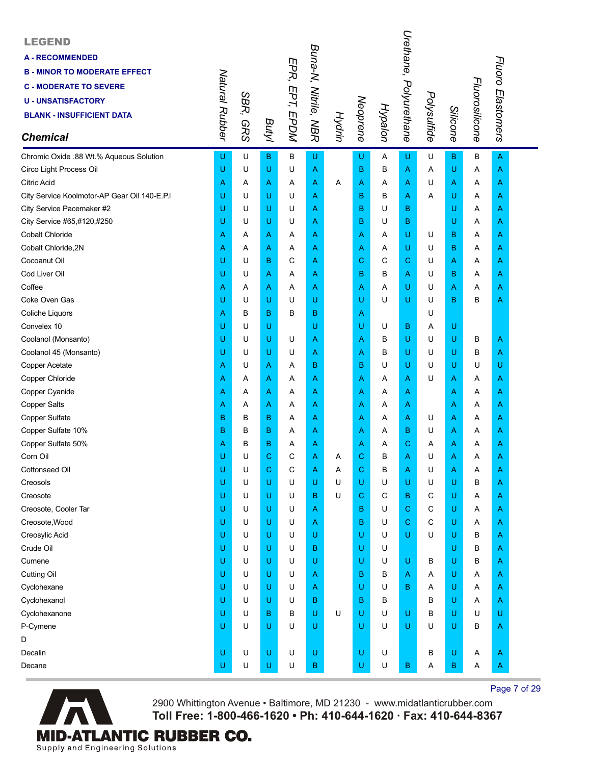**LEGEND**

**A - RECOMMENDED**
**B - MINOR TO MODERATE EFFECT**
**C - MODERATE TO SEVERE**
**U - UNSATISFACTORY**
**BLANK - INSUFFICIENT DATA**

| ***Chemical*** | *Natural Rubber* | *SBR, GRS* | *Butyl* | *EPR, EPT, EPDM* | *Buna-N, Nitrile, NBR* | *Hydrin* | *Neoprene* | *Hypalon* | *Urethane, Polyurethane* | *Polysulfide* | *Silicone* | *Fluorosilicone* | *Fluoro Elastomers* |
|---|---|---|---|---|---|---|---|---|---|---|---|---|---|
| Chromic Oxide .88 Wt.% Aqueous Solution | U | U | B | B | U | | U | A | U | U | B | B | A |
| Circo Light Process Oil | U | U | U | U | A | | B | B | A | A | U | A | A |
| Citric Acid | A | A | A | A | A | A | A | A | A | U | A | A | A |
| City Service Koolmotor-AP Gear Oil 140-E.P.I | U | U | U | U | A | | B | B | A | A | U | A | A |
| City Service Pacemaker #2 | U | U | U | U | A | | B | U | B | | U | A | A |
| City Service #65,#120,#250 | U | U | U | U | A | | B | U | B | | U | A | A |
| Cobalt Chloride | A | A | A | A | A | | A | A | U | U | B | A | A |
| Cobalt Chloride,2N | A | A | A | A | A | | A | A | U | U | B | A | A |
| Cocoanut Oil | U | U | B | C | A | | C | C | C | U | A | A | A |
| Cod Liver Oil | U | U | A | A | A | | B | B | A | U | B | A | A |
| Coffee | A | A | A | A | A | | A | A | U | U | A | A | A |
| Coke Oven Gas | U | U | U | U | U | | U | U | U | U | B | B | A |
| Coliche Liquors | A | B | B | B | B | | A | | | U | | | |
| Convelex 10 | U | U | U | | U | | U | U | B | A | U | | |
| Coolanol (Monsanto) | U | U | U | U | A | | A | B | U | U | U | B | A |
| Coolanol 45 (Monsanto) | U | U | U | U | A | | A | B | U | U | U | B | A |
| Copper Acetate | A | U | A | A | B | | B | U | U | U | U | U | U |
| Copper Chloride | A | A | A | A | A | | A | A | A | U | A | A | A |
| Copper Cyanide | A | A | A | A | A | | A | A | A | | A | A | A |
| Copper Salts | A | A | A | A | A | | A | A | A | | A | A | A |
| Copper Sulfate | B | B | B | A | A | | A | A | A | U | A | A | A |
| Copper Sulfate 10% | B | B | B | A | A | | A | A | B | U | A | A | A |
| Copper Sulfate 50% | A | B | B | A | A | | A | A | C | A | A | A | A |
| Corn Oil | U | U | C | C | A | A | C | B | A | U | A | A | A |
| Cottonseed Oil | U | U | C | C | A | A | C | B | A | U | A | A | A |
| Creosols | U | U | U | U | U | U | U | U | U | U | U | B | A |
| Creosote | U | U | U | U | B | U | C | C | B | C | U | A | A |
| Creosote, Cooler Tar | U | U | U | U | A | | B | U | C | C | U | A | A |
| Creosote,Wood | U | U | U | U | A | | B | U | C | C | U | A | A |
| Creosylic Acid | U | U | U | U | U | | U | U | U | U | U | B | A |
| Crude Oil | U | U | U | U | B | | U | U | | | U | B | A |
| Cumene | U | U | U | U | U | | U | U | U | B | U | B | A |
| Cutting Oil | U | U | U | U | A | | B | B | A | A | U | A | A |
| Cyclohexane | U | U | U | U | A | | U | U | B | A | U | A | A |
| Cyclohexanol | U | U | U | U | B | | B | B | | B | U | A | A |
| Cyclohexanone | U | U | B | B | U | U | U | U | U | B | U | U | U |
| P-Cymene | U | U | U | U | U | | U | U | U | U | U | B | A |
| D | | | | | | | | | | | | | |
| Decalin | U | U | U | U | U | | U | U | | B | U | A | A |
| Decane | U | U | U | U | B | | U | U | B | A | B | A | A |

2900 Whittington Avenue • Baltimore, MD 21230 - www.midatlanticrubber.com
**Toll Free: 1-800-466-1620 • Ph: 410-644-1620 · Fax: 410-644-8367**

**MID-ATLANTIC RUBBER CO.**
Supply and Engineering Solutions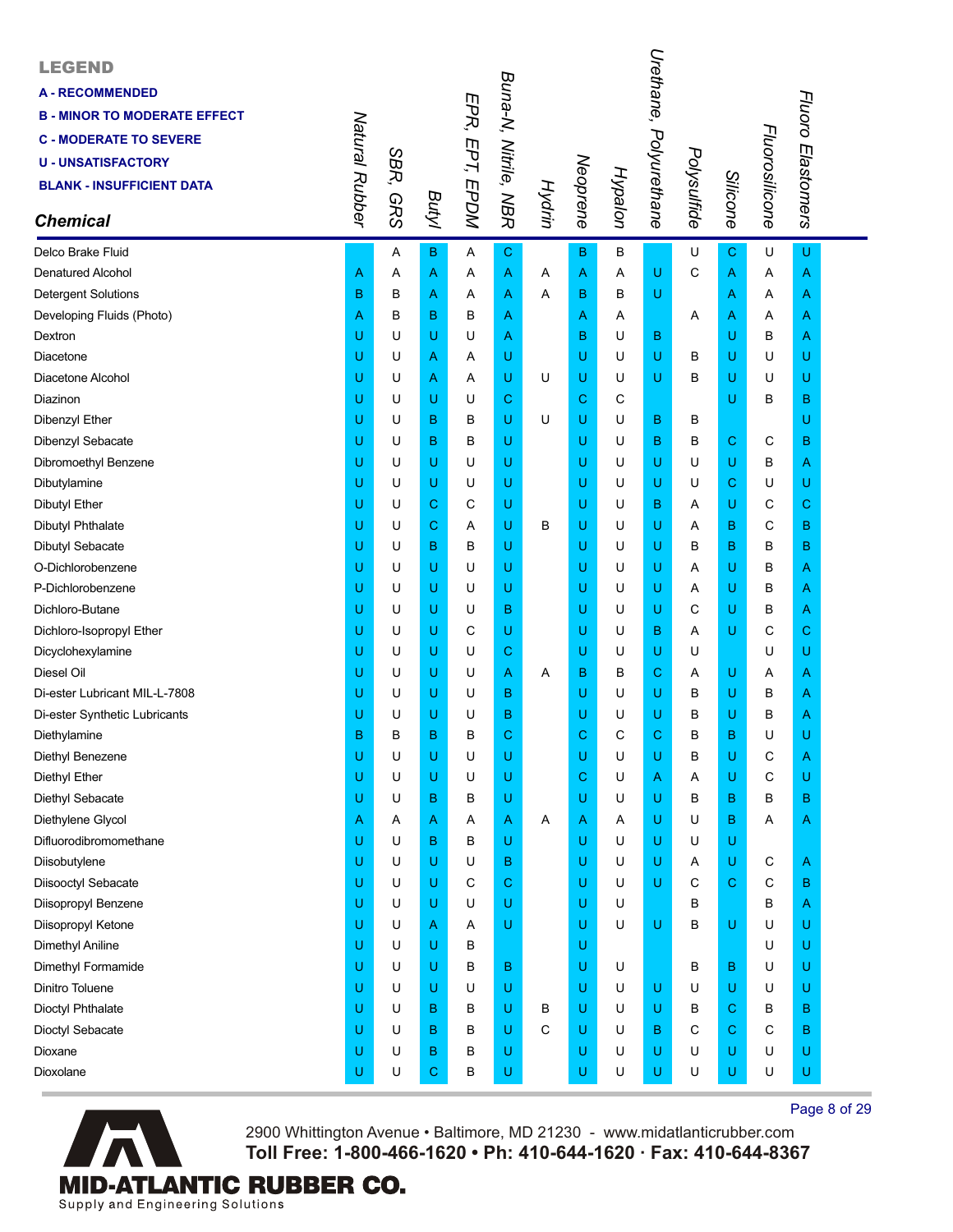**LEGEND**

**A - RECOMMENDED**
**B - MINOR TO MODERATE EFFECT**
**C - MODERATE TO SEVERE**
**U - UNSATISFACTORY**
**BLANK - INSUFFICIENT DATA**

| Chemical | Natural Rubber | SBR, GRS | Butyl | EPR, EPT, EPDM | Buna-N, Nitrile, NBR | Hydrin | Neoprene | Hypalon | Urethane, Polyurethane | Polysulfide | Silicone | Fluorosilicone | Fluoro Elastomers |
|---|---|---|---|---|---|---|---|---|---|---|---|---|---|
| Delco Brake Fluid | | A | B | A | C | | B | B | | U | C | U | U |
| Denatured Alcohol | A | A | A | A | A | A | A | A | U | C | A | A | A |
| Detergent Solutions | B | B | A | A | A | A | B | B | U | | A | A | A |
| Developing Fluids (Photo) | A | B | B | B | A | | A | A | | A | A | A | A |
| Dextron | U | U | U | U | A | | B | U | B | | U | B | A |
| Diacetone | U | U | A | A | U | | U | U | U | B | U | U | U |
| Diacetone Alcohol | U | U | A | A | U | U | U | U | U | B | U | U | U |
| Diazinon | U | U | U | U | C | | C | C | | | U | B | B |
| Dibenzyl Ether | U | U | B | B | U | U | U | U | B | B | | | U |
| Dibenzyl Sebacate | U | U | B | B | U | | U | U | B | B | C | C | B |
| Dibromoethyl Benzene | U | U | U | U | U | | U | U | U | U | U | B | A |
| Dibutylamine | U | U | U | U | U | | U | U | U | U | C | U | U |
| Dibutyl Ether | U | U | C | C | U | | U | U | B | A | U | C | C |
| Dibutyl Phthalate | U | U | C | A | U | B | U | U | U | A | B | C | B |
| Dibutyl Sebacate | U | U | B | B | U | | U | U | U | B | B | B | B |
| O-Dichlorobenzene | U | U | U | U | U | | U | U | U | A | U | B | A |
| P-Dichlorobenzene | U | U | U | U | U | | U | U | U | A | U | B | A |
| Dichloro-Butane | U | U | U | U | B | | U | U | U | C | U | B | A |
| Dichloro-Isopropyl Ether | U | U | U | C | U | | U | U | B | A | U | C | C |
| Dicyclohexylamine | U | U | U | U | C | | U | U | U | U | | U | U |
| Diesel Oil | U | U | U | U | A | A | B | B | C | A | U | A | A |
| Di-ester Lubricant MIL-L-7808 | U | U | U | U | B | | U | U | U | B | U | B | A |
| Di-ester Synthetic Lubricants | U | U | U | U | B | | U | U | U | B | U | B | A |
| Diethylamine | B | B | B | B | C | | C | C | C | B | B | U | U |
| Diethyl Benezene | U | U | U | U | U | | U | U | U | B | U | C | A |
| Diethyl Ether | U | U | U | U | U | | C | U | A | A | U | C | U |
| Diethyl Sebacate | U | U | B | B | U | | U | U | U | B | B | B | B |
| Diethylene Glycol | A | A | A | A | A | A | A | A | U | U | B | A | A |
| Difluorodibromomethane | U | U | B | B | U | | U | U | U | U | U | | |
| Diisobutylene | U | U | U | U | B | | U | U | U | A | U | C | A |
| Diisooctyl Sebacate | U | U | U | C | C | | U | U | U | C | C | C | B |
| Diisopropyl Benzene | U | U | U | U | U | | U | U | | B | | B | A |
| Diisopropyl Ketone | U | U | A | A | U | | U | U | U | B | U | U | U |
| Dimethyl Aniline | U | U | U | B | | | U | | | | | U | U |
| Dimethyl Formamide | U | U | U | B | B | | U | U | | B | B | U | U |
| Dinitro Toluene | U | U | U | U | U | | U | U | U | U | U | U | U |
| Dioctyl Phthalate | U | U | B | B | U | B | U | U | U | B | C | B | B |
| Dioctyl Sebacate | U | U | B | B | U | C | U | U | B | C | C | C | B |
| Dioxane | U | U | B | B | U | | U | U | U | U | U | U | U |
| Dioxolane | U | U | C | B | U | | U | U | U | U | U | U | U |

2900 Whittington Avenue • Baltimore, MD 21230 - www.midatlanticrubber.com
**Toll Free: 1-800-466-1620 • Ph: 410-644-1620 · Fax: 410-644-8367**

**MID-ATLANTIC RUBBER CO.**
Supply and Engineering Solutions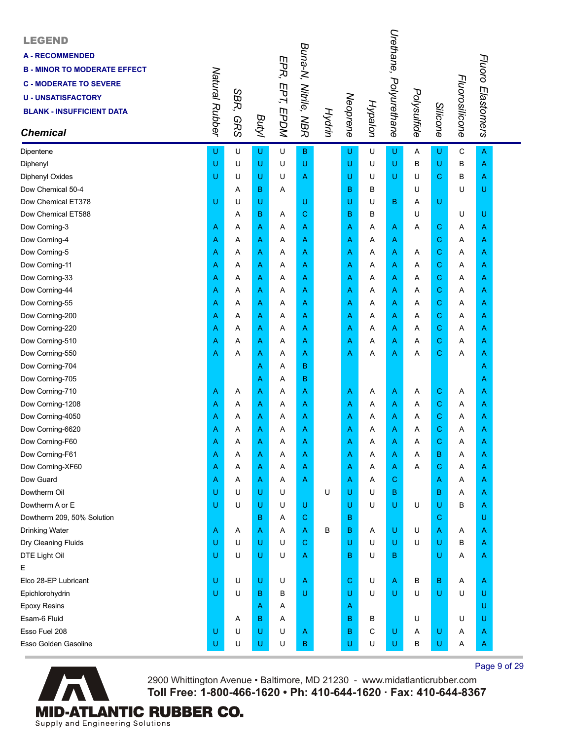**LEGEND**

**A - RECOMMENDED**
**B - MINOR TO MODERATE EFFECT**
**C - MODERATE TO SEVERE**
**U - UNSATISFACTORY**
**BLANK - INSUFFICIENT DATA**

| Chemical | Natural Rubber | SBR, GRS | Butyl | EPR, EPT, EPDM | Buna-N, Nitrile, NBR | Hydrin | Neoprene | Hypalon | Urethane, Polyurethane | Polysulfide | Silicone | Fluorosilicone | Fluoro Elastomers |
|---|---|---|---|---|---|---|---|---|---|---|---|---|---|
| Dipentene | U | U | U | U | B | | U | U | U | A | U | C | A |
| Diphenyl | U | U | U | U | U | | U | U | U | B | U | B | A |
| Diphenyl Oxides | U | U | U | U | A | | U | U | U | U | C | B | A |
| Dow Chemical 50-4 | | A | B | A | | | B | B | | U | | U | U |
| Dow Chemical ET378 | U | U | U | | U | | U | U | B | A | U | | |
| Dow Chemical ET588 | | A | B | A | C | | B | B | | U | | U | U |
| Dow Corning-3 | A | A | A | A | A | | A | A | A | A | C | A | A |
| Dow Corning-4 | A | A | A | A | A | | A | A | A | | C | A | A |
| Dow Corning-5 | A | A | A | A | A | | A | A | A | A | C | A | A |
| Dow Corning-11 | A | A | A | A | A | | A | A | A | A | C | A | A |
| Dow Corning-33 | A | A | A | A | A | | A | A | A | A | C | A | A |
| Dow Corning-44 | A | A | A | A | A | | A | A | A | A | C | A | A |
| Dow Corning-55 | A | A | A | A | A | | A | A | A | A | C | A | A |
| Dow Corning-200 | A | A | A | A | A | | A | A | A | A | C | A | A |
| Dow Corning-220 | A | A | A | A | A | | A | A | A | A | C | A | A |
| Dow Corning-510 | A | A | A | A | A | | A | A | A | A | C | A | A |
| Dow Corning-550 | A | A | A | A | A | | A | A | A | A | C | A | A |
| Dow Corning-704 | | | A | A | B | | | | | | | | A |
| Dow Corning-705 | | | A | A | B | | | | | | | | A |
| Dow Corning-710 | A | A | A | A | A | | A | A | A | A | C | A | A |
| Dow Corning-1208 | A | A | A | A | A | | A | A | A | A | C | A | A |
| Dow Corning-4050 | A | A | A | A | A | | A | A | A | A | C | A | A |
| Dow Corning-6620 | A | A | A | A | A | | A | A | A | A | C | A | A |
| Dow Corning-F60 | A | A | A | A | A | | A | A | A | A | C | A | A |
| Dow Corning-F61 | A | A | A | A | A | | A | A | A | A | B | A | A |
| Dow Corning-XF60 | A | A | A | A | A | | A | A | A | A | C | A | A |
| Dow Guard | A | A | A | A | A | | A | A | C | | A | A | A |
| Dowtherm Oil | U | U | U | U | | U | U | U | B | | B | A | A |
| Dowtherm A or E | U | U | U | U | U | | U | U | U | U | U | B | A |
| Dowtherm 209, 50% Solution | | | B | A | C | | B | | | | C | | U |
| Drinking Water | A | A | A | A | A | B | B | A | U | U | A | A | A |
| Dry Cleaning Fluids | U | U | U | U | C | | U | U | U | U | U | B | A |
| DTE Light Oil | U | U | U | U | A | | B | U | B | | U | A | A |
| E | | | | | | | | | | | | | |
| Elco 28-EP Lubricant | U | U | U | U | A | | C | U | A | B | B | A | A |
| Epichlorohydrin | U | U | B | B | U | | U | U | U | U | U | U | U |
| Epoxy Resins | | | A | A | | | A | | | | | | U |
| Esam-6 Fluid | | A | B | A | | | B | B | | U | | U | U |
| Esso Fuel 208 | U | U | U | U | A | | B | C | U | A | U | A | A |
| Esso Golden Gasoline | U | U | U | U | B | | U | U | U | B | U | A | A |

2900 Whittington Avenue • Baltimore, MD 21230 - www.midatlanticrubber.com
**Toll Free: 1-800-466-1620 • Ph: 410-644-1620 · Fax: 410-644-8367**

**MID-ATLANTIC RUBBER CO.**
Supply and Engineering Solutions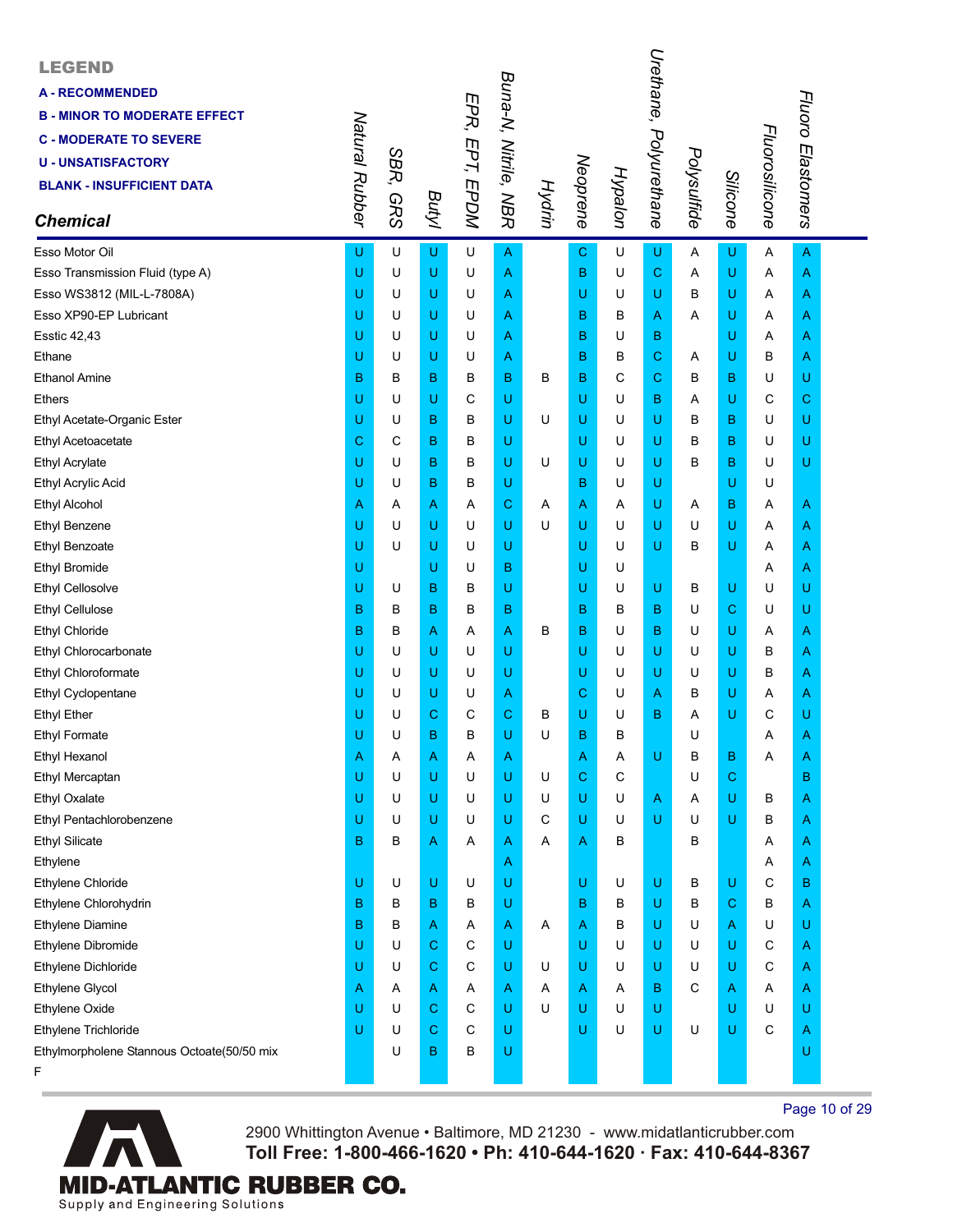**LEGEND**

**A - RECOMMENDED**
**B - MINOR TO MODERATE EFFECT**
**C - MODERATE TO SEVERE**
**U - UNSATISFACTORY**
**BLANK - INSUFFICIENT DATA**

| *Chemical* | *Natural Rubber* | *SBR, GRS* | *Butyl* | *EPR, EPT, EPDM* | *Buna-N, Nitrile, NBR* | *Hydrin* | *Neoprene* | *Hypalon* | *Urethane, Polyurethane* | *Polysulfide* | *Silicone* | *Fluorosilicone* | *Fluoro Elastomers* |
|---|---|---|---|---|---|---|---|---|---|---|---|---|---|
| Esso Motor Oil | U | U | U | U | A | | C | U | U | A | U | A | A |
| Esso Transmission Fluid (type A) | U | U | U | U | A | | B | U | C | A | U | A | A |
| Esso WS3812 (MIL-L-7808A) | U | U | U | U | A | | U | U | U | B | U | A | A |
| Esso XP90-EP Lubricant | U | U | U | U | A | | B | B | A | A | U | A | A |
| Esstic 42,43 | U | U | U | U | A | | B | U | B | | U | A | A |
| Ethane | U | U | U | U | A | | B | B | C | A | U | B | A |
| Ethanol Amine | B | B | B | B | B | B | B | C | C | B | B | U | U |
| Ethers | U | U | U | C | U | | U | U | B | A | U | C | C |
| Ethyl Acetate-Organic Ester | U | U | B | B | U | U | U | U | U | B | B | U | U |
| Ethyl Acetoacetate | C | C | B | B | U | | U | U | U | B | B | U | U |
| Ethyl Acrylate | U | U | B | B | U | U | U | U | U | B | B | U | U |
| Ethyl Acrylic Acid | U | U | B | B | U | | B | U | U | | U | U | |
| Ethyl Alcohol | A | A | A | A | C | A | A | A | U | A | B | A | A |
| Ethyl Benzene | U | U | U | U | U | U | U | U | U | U | U | A | A |
| Ethyl Benzoate | U | U | U | U | U | | U | U | U | B | U | A | A |
| Ethyl Bromide | U | | U | U | B | | U | U | | | | A | A |
| Ethyl Cellosolve | U | U | B | B | U | | U | U | U | B | U | U | U |
| Ethyl Cellulose | B | B | B | B | B | | B | B | B | U | C | U | U |
| Ethyl Chloride | B | B | A | A | A | B | B | U | B | U | U | A | A |
| Ethyl Chlorocarbonate | U | U | U | U | U | | U | U | U | U | U | B | A |
| Ethyl Chloroformate | U | U | U | U | U | | U | U | U | U | U | B | A |
| Ethyl Cyclopentane | U | U | U | U | A | | C | U | A | B | U | A | A |
| Ethyl Ether | U | U | C | C | C | B | U | U | B | A | U | C | U |
| Ethyl Formate | U | U | B | B | U | U | B | B | | U | | A | A |
| Ethyl Hexanol | A | A | A | A | A | | A | A | U | B | B | A | A |
| Ethyl Mercaptan | U | U | U | U | U | U | C | C | | U | C | | B |
| Ethyl Oxalate | U | U | U | U | U | U | U | U | A | A | U | B | A |
| Ethyl Pentachlorobenzene | U | U | U | U | U | C | U | U | U | U | U | B | A |
| Ethyl Silicate | B | B | A | A | A | A | A | B | | B | | A | A |
| Ethylene | | | | | A | | | | | | | A | A |
| Ethylene Chloride | U | U | U | U | U | | U | U | U | B | U | C | B |
| Ethylene Chlorohydrin | B | B | B | B | U | | B | B | U | B | C | B | A |
| Ethylene Diamine | B | B | A | A | A | A | A | B | U | U | A | U | U |
| Ethylene Dibromide | U | U | C | C | U | | U | U | U | U | U | C | A |
| Ethylene Dichloride | U | U | C | C | U | U | U | U | U | U | U | C | A |
| Ethylene Glycol | A | A | A | A | A | A | A | A | B | C | A | A | A |
| Ethylene Oxide | U | U | C | C | U | U | U | U | U | | U | U | U |
| Ethylene Trichloride | U | U | C | C | U | | U | U | U | U | U | C | A |
| Ethylmorpholene Stannous Octoate(50/50 mix | | U | B | B | U | | | | | | | | U |

F

2900 Whittington Avenue • Baltimore, MD 21230 - www.midatlanticrubber.com
**Toll Free: 1-800-466-1620 • Ph: 410-644-1620 · Fax: 410-644-8367**

**MID-ATLANTIC RUBBER CO.**
Supply and Engineering Solutions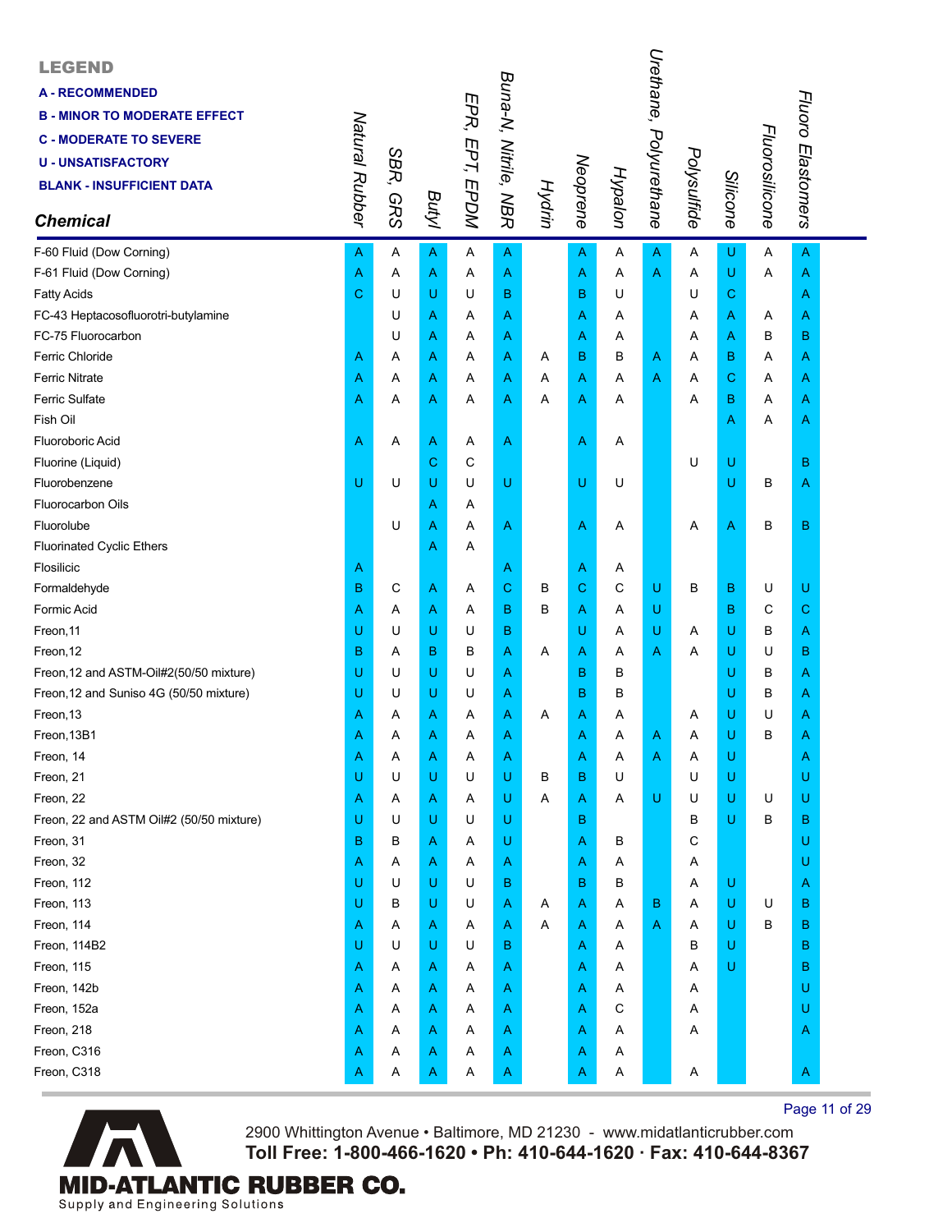**LEGEND**

**A - RECOMMENDED**
**B - MINOR TO MODERATE EFFECT**
**C - MODERATE TO SEVERE**
**U - UNSATISFACTORY**
**BLANK - INSUFFICIENT DATA**

| Chemical | Natural Rubber | SBR, GRS | Butyl | EPR, EPT, EPDM | Buna-N, Nitrile, NBR | Hydrin | Neoprene | Hypalon | Urethane, Polyurethane | Polysulfide | Silicone | Fluorosilicone | Fluoro Elastomers |
|---|---|---|---|---|---|---|---|---|---|---|---|---|---|
| F-60 Fluid (Dow Corning) | A | A | A | A | A | | A | A | A | A | U | A | A |
| F-61 Fluid (Dow Corning) | A | A | A | A | A | | A | A | A | A | U | A | A |
| Fatty Acids | C | U | U | U | B | | B | U | | U | C | | A |
| FC-43 Heptacosofluorotri-butylamine | | U | A | A | A | | A | A | | A | A | A | A |
| FC-75 Fluorocarbon | | U | A | A | A | | A | A | | A | A | B | B |
| Ferric Chloride | A | A | A | A | A | A | B | B | A | A | B | A | A |
| Ferric Nitrate | A | A | A | A | A | A | A | A | A | A | C | A | A |
| Ferric Sulfate | A | A | A | A | A | A | A | A | | A | B | A | A |
| Fish Oil | | | | | | | | | | | A | A | A |
| Fluoroboric Acid | A | A | A | A | A | | A | A | | | | | |
| Fluorine (Liquid) | | | C | C | | | | | | U | U | | B |
| Fluorobenzene | U | U | U | U | U | | U | U | | | U | B | A |
| Fluorocarbon Oils | | | A | A | | | | | | | | | |
| Fluorolube | | U | A | A | A | | A | A | | A | A | B | B |
| Fluorinated Cyclic Ethers | | | A | A | | | | | | | | | |
| Flosilicic | A | | | | A | | A | A | | | | | |
| Formaldehyde | B | C | A | A | C | B | C | C | U | B | B | U | U |
| Formic Acid | A | A | A | A | B | B | A | A | U | | B | C | C |
| Freon,11 | U | U | U | U | B | | U | A | U | A | U | B | A |
| Freon,12 | B | A | B | B | A | A | A | A | A | A | U | U | B |
| Freon,12 and ASTM-Oil#2(50/50 mixture) | U | U | U | U | A | | B | B | | | U | B | A |
| Freon,12 and Suniso 4G (50/50 mixture) | U | U | U | U | A | | B | B | | | U | B | A |
| Freon,13 | A | A | A | A | A | A | A | A | | A | U | U | A |
| Freon,13B1 | A | A | A | A | A | | A | A | A | A | U | B | A |
| Freon, 14 | A | A | A | A | A | | A | A | A | A | U | | A |
| Freon, 21 | U | U | U | U | U | B | B | U | | U | U | | U |
| Freon, 22 | A | A | A | A | U | A | A | A | U | U | U | U | U |
| Freon, 22 and ASTM Oil#2 (50/50 mixture) | U | U | U | U | U | | B | | | B | U | B | B |
| Freon, 31 | B | B | A | A | U | | A | B | | C | | | U |
| Freon, 32 | A | A | A | A | A | | A | A | | A | | | U |
| Freon, 112 | U | U | U | U | B | | B | B | | A | U | | A |
| Freon, 113 | U | B | U | U | A | A | A | A | B | A | U | U | B |
| Freon, 114 | A | A | A | A | A | A | A | A | A | A | U | B | B |
| Freon, 114B2 | U | U | U | U | B | | A | A | | B | U | | B |
| Freon, 115 | A | A | A | A | A | | A | A | | A | U | | B |
| Freon, 142b | A | A | A | A | A | | A | A | | A | | | U |
| Freon, 152a | A | A | A | A | A | | A | C | | A | | | U |
| Freon, 218 | A | A | A | A | A | | A | A | | A | | | A |
| Freon, C316 | A | A | A | A | A | | A | A | | | | | |
| Freon, C318 | A | A | A | A | A | | A | A | | A | | | A |

2900 Whittington Avenue • Baltimore, MD 21230 - www.midatlanticrubber.com
**Toll Free: 1-800-466-1620 • Ph: 410-644-1620 · Fax: 410-644-8367**

**MID-ATLANTIC RUBBER CO.**
Supply and Engineering Solutions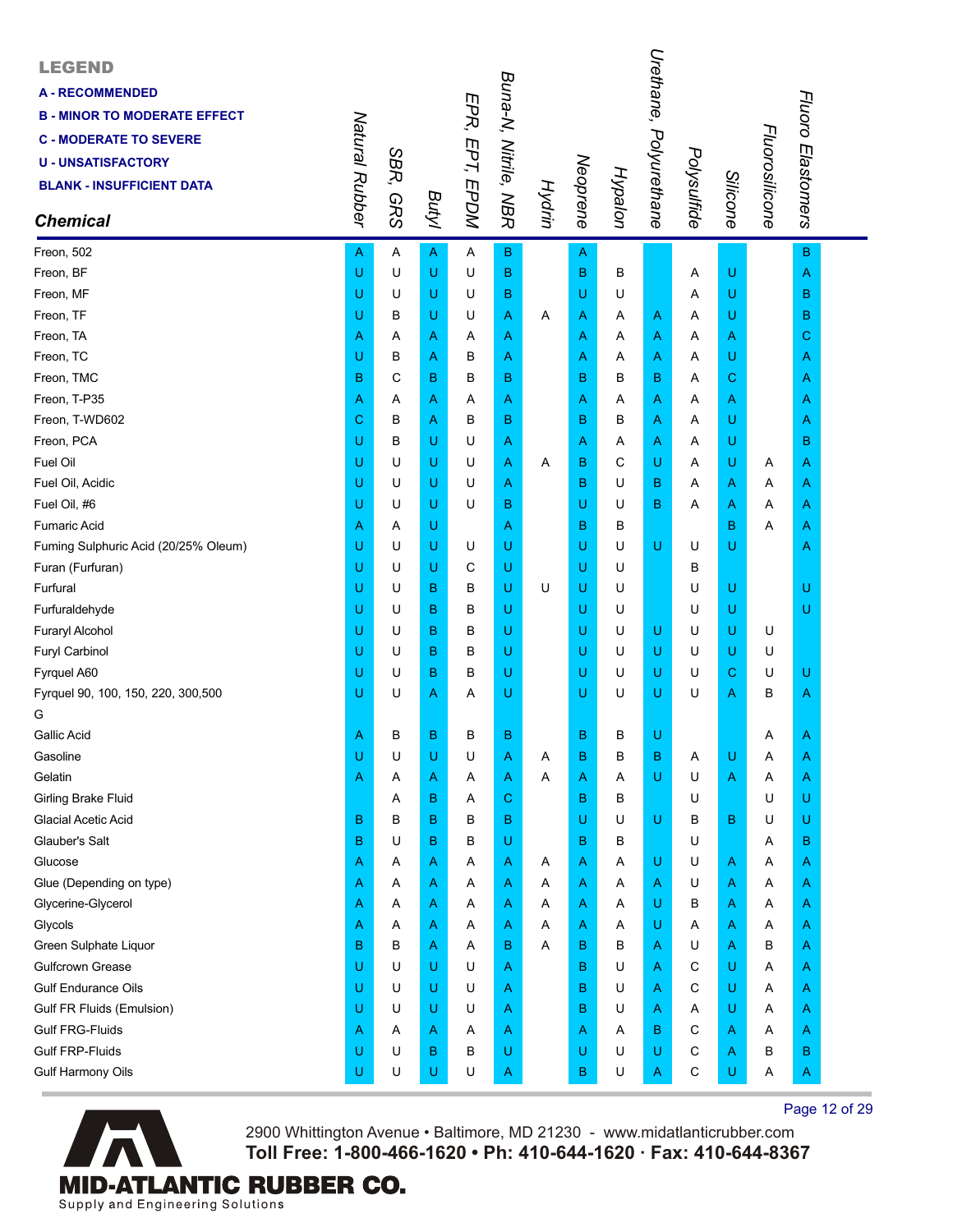**LEGEND**

**A - RECOMMENDED**
**B - MINOR TO MODERATE EFFECT**
**C - MODERATE TO SEVERE**
**U - UNSATISFACTORY**
**BLANK - INSUFFICIENT DATA**

| *Chemical* | *Natural Rubber* | *SBR, GRS* | *Butyl* | *EPR, EPT, EPDM* | *Buna-N, Nitrile, NBR* | *Hydrin* | *Neoprene* | *Hypalon* | *Urethane, Polyurethane* | *Polysulfide* | *Silicone* | *Fluorosilicone* | *Fluoro Elastomers* |
|---|---|---|---|---|---|---|---|---|---|---|---|---|---|
| Freon, 502 | A | A | A | A | B | | A | | | | | | B |
| Freon, BF | U | U | U | U | B | | B | B | | A | U | | A |
| Freon, MF | U | U | U | U | B | | U | U | | A | U | | B |
| Freon, TF | U | B | U | U | A | A | A | A | A | A | U | | B |
| Freon, TA | A | A | A | A | A | | A | A | A | A | A | | C |
| Freon, TC | U | B | A | B | A | | A | A | A | A | U | | A |
| Freon, TMC | B | C | B | B | B | | B | B | B | A | C | | A |
| Freon, T-P35 | A | A | A | A | A | | A | A | A | A | A | | A |
| Freon, T-WD602 | C | B | A | B | B | | B | B | A | A | U | | A |
| Freon, PCA | U | B | U | U | A | | A | A | A | A | U | | B |
| Fuel Oil | U | U | U | U | A | A | B | C | U | A | U | A | A |
| Fuel Oil, Acidic | U | U | U | U | A | | B | U | B | A | A | A | A |
| Fuel Oil, #6 | U | U | U | U | B | | U | U | B | A | A | A | A |
| Fumaric Acid | A | A | U | | A | | B | B | | | B | A | A |
| Fuming Sulphuric Acid (20/25% Oleum) | U | U | U | U | U | | U | U | U | U | U | | A |
| Furan (Furfuran) | U | U | U | C | U | | U | U | | B | | | |
| Furfural | U | U | B | B | U | U | U | U | | U | U | | U |
| Furfuraldehyde | U | U | B | B | U | | U | U | | U | U | | U |
| Furaryl Alcohol | U | U | B | B | U | | U | U | U | U | U | U | |
| Furyl Carbinol | U | U | B | B | U | | U | U | U | U | U | U | |
| Fyrquel A60 | U | U | B | B | U | | U | U | U | U | C | U | U |
| Fyrquel 90, 100, 150, 220, 300,500 | U | U | A | A | U | | U | U | U | U | A | B | A |
| G | | | | | | | | | | | | | |
| Gallic Acid | A | B | B | B | B | | B | B | U | | | A | A |
| Gasoline | U | U | U | U | A | A | B | B | B | A | U | A | A |
| Gelatin | A | A | A | A | A | A | A | A | U | U | A | A | A |
| Girling Brake Fluid | | A | B | A | C | | B | B | | U | | U | U |
| Glacial Acetic Acid | B | B | B | B | B | | U | U | U | B | B | U | U |
| Glauber's Salt | B | U | B | B | U | | B | B | | U | | A | B |
| Glucose | A | A | A | A | A | A | A | A | U | U | A | A | A |
| Glue (Depending on type) | A | A | A | A | A | A | A | A | A | U | A | A | A |
| Glycerine-Glycerol | A | A | A | A | A | A | A | A | U | B | A | A | A |
| Glycols | A | A | A | A | A | A | A | A | U | A | A | A | A |
| Green Sulphate Liquor | B | B | A | A | B | A | B | B | A | U | A | B | A |
| Gulfcrown Grease | U | U | U | U | A | | B | U | A | C | U | A | A |
| Gulf Endurance Oils | U | U | U | U | A | | B | U | A | C | U | A | A |
| Gulf FR Fluids (Emulsion) | U | U | U | U | A | | B | U | A | A | U | A | A |
| Gulf FRG-Fluids | A | A | A | A | A | | A | A | B | C | A | A | A |
| Gulf FRP-Fluids | U | U | B | B | U | | U | U | U | C | A | B | B |
| Gulf Harmony Oils | U | U | U | U | A | | B | U | A | C | U | A | A |

2900 Whittington Avenue • Baltimore, MD 21230 - www.midatlanticrubber.com
**Toll Free: 1-800-466-1620 • Ph: 410-644-1620 · Fax: 410-644-8367**

**MID-ATLANTIC RUBBER CO.**
Supply and Engineering Solutions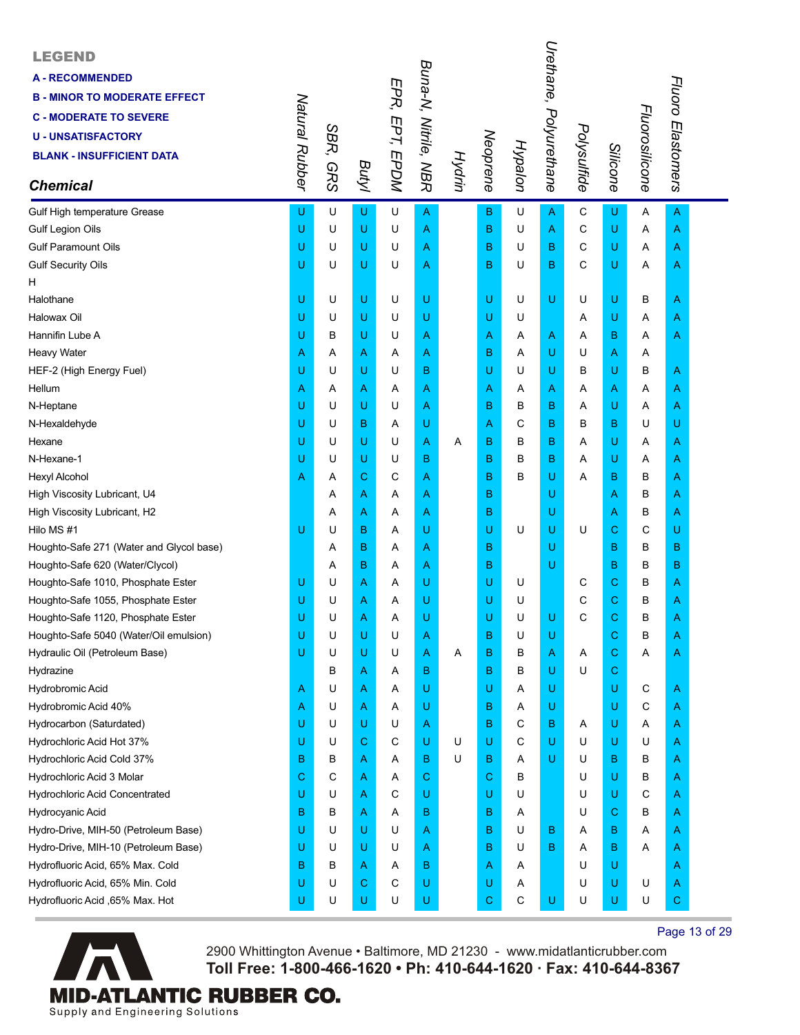**LEGEND**

**A - RECOMMENDED**
**B - MINOR TO MODERATE EFFECT**
**C - MODERATE TO SEVERE**
**U - UNSATISFACTORY**
**BLANK - INSUFFICIENT DATA**

| Chemical | Natural Rubber | SBR, GRS | Butyl | EPR, EPT, EPDM | Buna-N, Nitrile, NBR | Hydrin | Neoprene | Hypalon | Urethane, Polyurethane | Polysulfide | Silicone | Fluorosilicone | Fluoro Elastomers |
|---|---|---|---|---|---|---|---|---|---|---|---|---|---|
| Gulf High temperature Grease | U | U | U | U | A | | B | U | A | C | U | A | A |
| Gulf Legion Oils | U | U | U | U | A | | B | U | A | C | U | A | A |
| Gulf Paramount Oils | U | U | U | U | A | | B | U | B | C | U | A | A |
| Gulf Security Oils | U | U | U | U | A | | B | U | B | C | U | A | A |
| H | | | | | | | | | | | | | |
| Halothane | U | U | U | U | U | | U | U | U | U | U | B | A |
| Halowax Oil | U | U | U | U | U | | U | U | | A | U | A | A |
| Hannifin Lube A | U | B | U | U | A | | A | A | A | A | B | A | A |
| Heavy Water | A | A | A | A | A | | B | A | U | U | A | A | |
| HEF-2 (High Energy Fuel) | U | U | U | U | B | | U | U | U | B | U | B | A |
| Hellum | A | A | A | A | A | | A | A | A | A | A | A | A |
| N-Heptane | U | U | U | U | A | | B | B | B | A | U | A | A |
| N-Hexaldehyde | U | U | B | A | U | | A | C | B | B | B | U | U |
| Hexane | U | U | U | U | A | A | B | B | B | A | U | A | A |
| N-Hexane-1 | U | U | U | U | B | | B | B | B | A | U | A | A |
| Hexyl Alcohol | A | A | C | C | A | | B | B | U | A | B | B | A |
| High Viscosity Lubricant, U4 | | A | A | A | A | | B | | U | | A | B | A |
| High Viscosity Lubricant, H2 | | A | A | A | A | | B | | U | | A | B | A |
| Hilo MS #1 | U | U | B | A | U | | U | U | U | U | C | C | U |
| Houghto-Safe 271 (Water and Glycol base) | | A | B | A | A | | B | | U | | B | B | B |
| Houghto-Safe 620 (Water/Clycol) | | A | B | A | A | | B | | U | | B | B | B |
| Houghto-Safe 1010, Phosphate Ester | U | U | A | A | U | | U | U | | C | C | B | A |
| Houghto-Safe 1055, Phosphate Ester | U | U | A | A | U | | U | U | | C | C | B | A |
| Houghto-Safe 1120, Phosphate Ester | U | U | A | A | U | | U | U | U | C | C | B | A |
| Houghto-Safe 5040 (Water/Oil emulsion) | U | U | U | U | A | | B | U | U | | C | B | A |
| Hydraulic Oil (Petroleum Base) | U | U | U | U | A | A | B | B | A | A | C | A | A |
| Hydrazine | | B | A | A | B | | B | B | U | U | C | | |
| Hydrobromic Acid | A | U | A | A | U | | U | A | U | | U | C | A |
| Hydrobromic Acid 40% | A | U | A | A | U | | B | A | U | | U | C | A |
| Hydrocarbon (Saturdated) | U | U | U | U | A | | B | C | B | A | U | A | A |
| Hydrochloric Acid Hot 37% | U | U | C | C | U | U | U | C | U | U | U | U | A |
| Hydrochloric Acid Cold 37% | B | B | A | A | B | U | B | A | U | U | B | B | A |
| Hydrochloric Acid 3 Molar | C | C | A | A | C | | C | B | | U | U | B | A |
| Hydrochloric Acid Concentrated | U | U | A | C | U | | U | U | | U | U | C | A |
| Hydrocyanic Acid | B | B | A | A | B | | B | A | | U | C | B | A |
| Hydro-Drive, MIH-50 (Petroleum Base) | U | U | U | U | A | | B | U | B | A | B | A | A |
| Hydro-Drive, MIH-10 (Petroleum Base) | U | U | U | U | A | | B | U | B | A | B | A | A |
| Hydrofluoric Acid, 65% Max. Cold | B | B | A | A | B | | A | A | | U | U | | A |
| Hydrofluoric Acid, 65% Min. Cold | U | U | C | C | U | | U | A | | U | U | U | A |
| Hydrofluoric Acid ,65% Max. Hot | U | U | U | U | U | | C | C | U | U | U | U | C |

2900 Whittington Avenue • Baltimore, MD 21230 - www.midatlanticrubber.com
**Toll Free: 1-800-466-1620 • Ph: 410-644-1620 · Fax: 410-644-8367**

**MID-ATLANTIC RUBBER CO.**
Supply and Engineering Solutions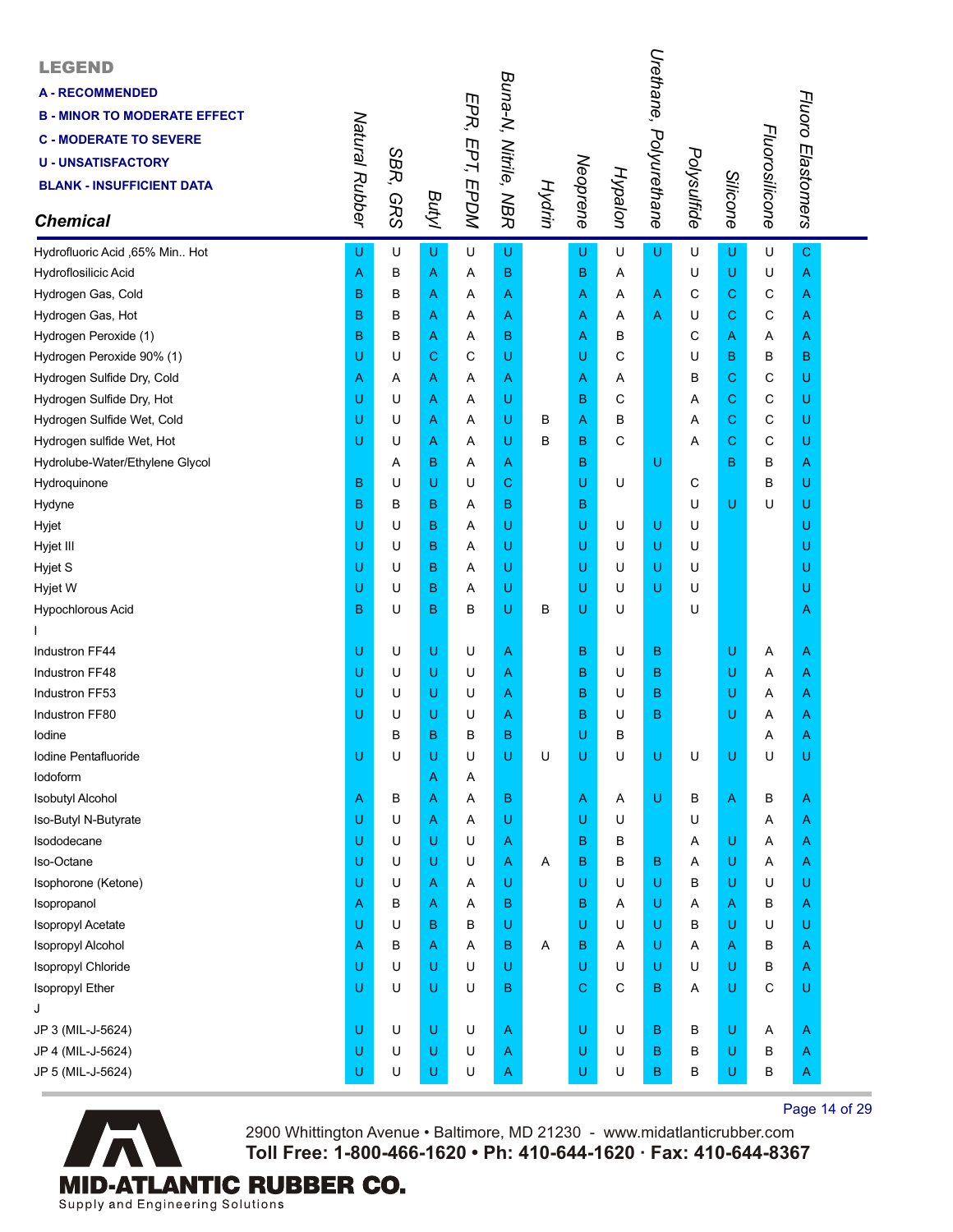**LEGEND**

**A - RECOMMENDED**
**B - MINOR TO MODERATE EFFECT**
**C - MODERATE TO SEVERE**
**U - UNSATISFACTORY**
**BLANK - INSUFFICIENT DATA**

| *Chemical* | *Natural Rubber* | *SBR, GRS* | *Butyl* | *EPR, EPT, EPDM* | *Buna-N, Nitrile, NBR* | *Hydrin* | *Neoprene* | *Hypalon* | *Urethane, Polyurethane* | *Polysulfide* | *Silicone* | *Fluorosilicone* | *Fluoro Elastomers* |
|---|---|---|---|---|---|---|---|---|---|---|---|---|---|
| Hydrofluoric Acid ,65% Min.. Hot | U | U | U | U | U | | U | U | U | U | U | U | C |
| Hydroflosilicic Acid | A | B | A | A | B | | B | A | | U | U | U | A |
| Hydrogen Gas, Cold | B | B | A | A | A | | A | A | A | C | C | C | A |
| Hydrogen Gas, Hot | B | B | A | A | A | | A | A | A | U | C | C | A |
| Hydrogen Peroxide (1) | B | B | A | A | B | | A | B | | C | A | A | A |
| Hydrogen Peroxide 90% (1) | U | U | C | C | U | | U | C | | U | B | B | B |
| Hydrogen Sulfide Dry, Cold | A | A | A | A | A | | A | A | | B | C | C | U |
| Hydrogen Sulfide Dry, Hot | U | U | A | A | U | | B | C | | A | C | C | U |
| Hydrogen Sulfide Wet, Cold | U | U | A | A | U | B | A | B | | A | C | C | U |
| Hydrogen sulfide Wet, Hot | U | U | A | A | U | B | B | C | | A | C | C | U |
| Hydrolube-Water/Ethylene Glycol | | A | B | A | A | | B | | U | | B | B | A |
| Hydroquinone | B | U | U | U | C | | U | U | | C | | B | U |
| Hydyne | B | B | B | A | B | | B | | | U | U | U | U |
| Hyjet | U | U | B | A | U | | U | U | U | U | | | U |
| Hyjet III | U | U | B | A | U | | U | U | U | U | | | U |
| Hyjet S | U | U | B | A | U | | U | U | U | U | | | U |
| Hyjet W | U | U | B | A | U | | U | U | U | U | | | U |
| Hypochlorous Acid | B | U | B | B | U | B | U | U | | U | | | A |
| I | | | | | | | | | | | | | |
| Industron FF44 | U | U | U | U | A | | B | U | B | | U | A | A |
| Industron FF48 | U | U | U | U | A | | B | U | B | | U | A | A |
| Industron FF53 | U | U | U | U | A | | B | U | B | | U | A | A |
| Industron FF80 | U | U | U | U | A | | B | U | B | | U | A | A |
| Iodine | | B | B | B | B | | U | B | | | | A | A |
| Iodine Pentafluoride | U | U | U | U | U | U | U | U | U | U | U | U | U |
| Iodoform | | | A | A | | | | | | | | | |
| Isobutyl Alcohol | A | B | A | A | B | | A | A | U | B | A | B | A |
| Iso-Butyl N-Butyrate | U | U | A | A | U | | U | U | | U | | A | A |
| Isododecane | U | U | U | U | A | | B | B | | A | U | A | A |
| Iso-Octane | U | U | U | U | A | A | B | B | B | A | U | A | A |
| Isophorone (Ketone) | U | U | A | A | U | | U | U | U | B | U | U | U |
| Isopropanol | A | B | A | A | B | | B | A | U | A | A | B | A |
| Isopropyl Acetate | U | U | B | B | U | | U | U | U | B | U | U | U |
| Isopropyl Alcohol | A | B | A | A | B | A | B | A | U | A | A | B | A |
| Isopropyl Chloride | U | U | U | U | U | | U | U | U | U | U | B | A |
| Isopropyl Ether | U | U | U | U | B | | C | C | B | A | U | C | U |
| J | | | | | | | | | | | | | |
| JP 3 (MIL-J-5624) | U | U | U | U | A | | U | U | B | B | U | A | A |
| JP 4 (MIL-J-5624) | U | U | U | U | A | | U | U | B | B | U | B | A |
| JP 5 (MIL-J-5624) | U | U | U | U | A | | U | U | B | B | U | B | A |

2900 Whittington Avenue • Baltimore, MD 21230 - www.midatlanticrubber.com
**Toll Free: 1-800-466-1620 • Ph: 410-644-1620 · Fax: 410-644-8367**

**MID-ATLANTIC RUBBER CO.**
Supply and Engineering Solutions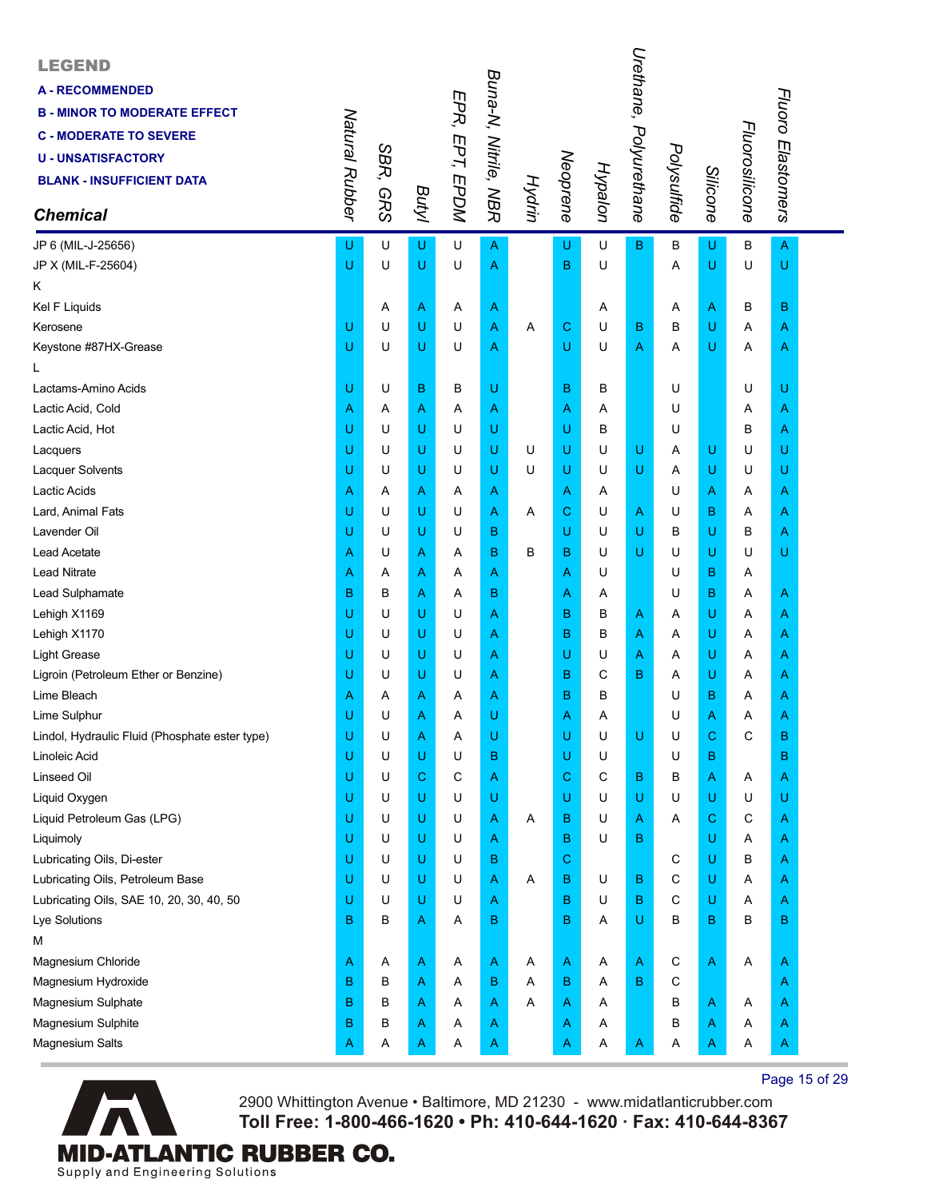**LEGEND**

**A - RECOMMENDED**
**B - MINOR TO MODERATE EFFECT**
**C - MODERATE TO SEVERE**
**U - UNSATISFACTORY**
**BLANK - INSUFFICIENT DATA**

| *Chemical* | *Natural Rubber* | *SBR, GRS* | *Butyl* | *EPR, EPT, EPDM* | *Buna-N, Nitrile, NBR* | *Hydrin* | *Neoprene* | *Hypalon* | *Urethane, Polyurethane* | *Polysulfide* | *Silicone* | *Fluorosilicone* | *Fluoro Elastomers* |
|---|---|---|---|---|---|---|---|---|---|---|---|---|---|
| JP 6 (MIL-J-25656) | U | U | U | U | A | | U | U | B | B | U | B | A |
| JP X (MIL-F-25604) | U | U | U | U | A | | B | U | | A | U | U | U |
| K | | | | | | | | | | | | | |
| Kel F Liquids | | A | A | A | A | | | A | | A | A | B | B |
| Kerosene | U | U | U | U | A | A | C | U | B | B | U | A | A |
| Keystone #87HX-Grease | U | U | U | U | A | | U | U | A | A | U | A | A |
| L | | | | | | | | | | | | | |
| Lactams-Amino Acids | U | U | B | B | U | | B | B | | U | | U | U |
| Lactic Acid, Cold | A | A | A | A | A | | A | A | | U | | A | A |
| Lactic Acid, Hot | U | U | U | U | U | | U | B | | U | | B | A |
| Lacquers | U | U | U | U | U | U | U | U | U | A | U | U | U |
| Lacquer Solvents | U | U | U | U | U | U | U | U | U | A | U | U | U |
| Lactic Acids | A | A | A | A | A | | A | A | | U | A | A | A |
| Lard, Animal Fats | U | U | U | U | A | A | C | U | A | U | B | A | A |
| Lavender Oil | U | U | U | U | B | | U | U | U | B | U | B | A |
| Lead Acetate | A | U | A | A | B | B | B | U | U | U | U | U | U |
| Lead Nitrate | A | A | A | A | A | | A | U | | U | B | A | |
| Lead Sulphamate | B | B | A | A | B | | A | A | | U | B | A | A |
| Lehigh X1169 | U | U | U | U | A | | B | B | A | A | U | A | A |
| Lehigh X1170 | U | U | U | U | A | | B | B | A | A | U | A | A |
| Light Grease | U | U | U | U | A | | U | U | A | A | U | A | A |
| Ligroin (Petroleum Ether or Benzine) | U | U | U | U | A | | B | C | B | A | U | A | A |
| Lime Bleach | A | A | A | A | A | | B | B | | U | B | A | A |
| Lime Sulphur | U | U | A | A | U | | A | A | | U | A | A | A |
| Lindol, Hydraulic Fluid (Phosphate ester type) | U | U | A | A | U | | U | U | U | U | C | C | B |
| Linoleic Acid | U | U | U | U | B | | U | U | | U | B | | B |
| Linseed Oil | U | U | C | C | A | | C | C | B | B | A | A | A |
| Liquid Oxygen | U | U | U | U | U | | U | U | U | U | U | U | U |
| Liquid Petroleum Gas (LPG) | U | U | U | U | A | A | B | U | A | A | C | C | A |
| Liquimoly | U | U | U | U | A | | B | U | B | | U | A | A |
| Lubricating Oils, Di-ester | U | U | U | U | B | | C | | | C | U | B | A |
| Lubricating Oils, Petroleum Base | U | U | U | U | A | A | B | U | B | C | U | A | A |
| Lubricating Oils, SAE 10, 20, 30, 40, 50 | U | U | U | U | A | | B | U | B | C | U | A | A |
| Lye Solutions | B | B | A | A | B | | B | A | U | B | B | B | B |
| M | | | | | | | | | | | | | |
| Magnesium Chloride | A | A | A | A | A | A | A | A | A | C | A | A | A |
| Magnesium Hydroxide | B | B | A | A | B | A | B | A | B | C | | | A |
| Magnesium Sulphate | B | B | A | A | A | A | A | A | | B | A | A | A |
| Magnesium Sulphite | B | B | A | A | A | | A | A | | B | A | A | A |
| Magnesium Salts | A | A | A | A | A | | A | A | A | A | A | A | A |

2900 Whittington Avenue • Baltimore, MD 21230 - www.midatlanticrubber.com
**Toll Free: 1-800-466-1620 • Ph: 410-644-1620 · Fax: 410-644-8367**

**MID-ATLANTIC RUBBER CO.**
Supply and Engineering Solutions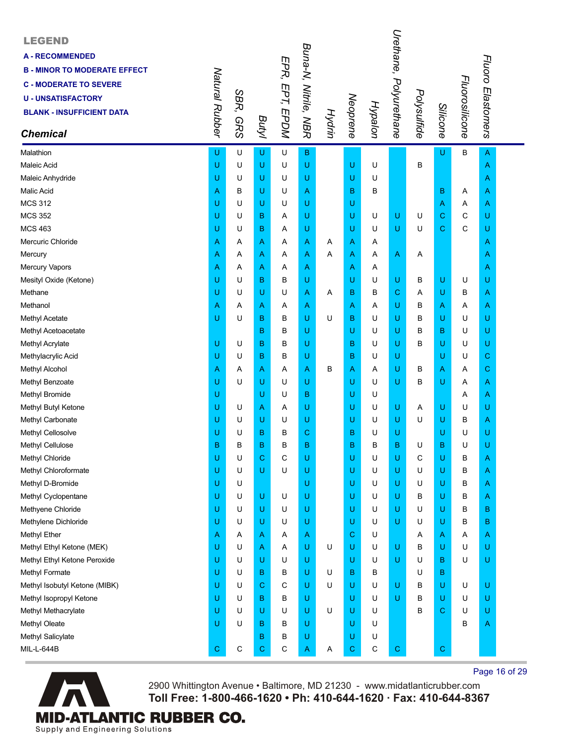**LEGEND**

**A - RECOMMENDED**
**B - MINOR TO MODERATE EFFECT**
**C - MODERATE TO SEVERE**
**U - UNSATISFACTORY**
**BLANK - INSUFFICIENT DATA**

| *Chemical* | *Natural Rubber* | *SBR, GRS* | *Butyl* | *EPR, EPT, EPDM* | *Buna-N, Nitrile, NBR* | *Hydrin* | *Neoprene* | *Hypalon* | *Urethane, Polyurethane* | *Polysulfide* | *Silicone* | *Fluorosilicone* | *Fluoro Elastomers* |
|---|---|---|---|---|---|---|---|---|---|---|---|---|---|
| Malathion | U | U | U | U | B | | | | | | U | B | A |
| Maleic Acid | U | U | U | U | U | | U | U | | B | | | A |
| Maleic Anhydride | U | U | U | U | U | | U | U | | | | | A |
| Malic Acid | A | B | U | U | A | | B | B | | | B | A | A |
| MCS 312 | U | U | U | U | U | | U | | | | A | A | A |
| MCS 352 | U | U | B | A | U | | U | U | U | U | C | C | U |
| MCS 463 | U | U | B | A | U | | U | U | U | U | C | C | U |
| Mercuric Chloride | A | A | A | A | A | A | A | A | | | | | A |
| Mercury | A | A | A | A | A | A | A | A | A | A | | | A |
| Mercury Vapors | A | A | A | A | A | | A | A | | | | | A |
| Mesityl Oxide (Ketone) | U | U | B | B | U | | U | U | U | B | U | U | U |
| Methane | U | U | U | U | A | A | B | B | C | A | U | B | A |
| Methanol | A | A | A | A | A | | A | A | U | B | A | A | A |
| Methyl Acetate | U | U | B | B | U | U | B | U | U | B | U | U | U |
| Methyl Acetoacetate | | | B | B | U | | U | U | U | B | B | U | U |
| Methyl Acrylate | U | U | B | B | U | | B | U | U | B | U | U | U |
| Methylacrylic Acid | U | U | B | B | U | | B | U | U | | U | U | C |
| Methyl Alcohol | A | A | A | A | A | B | A | A | U | B | A | A | C |
| Methyl Benzoate | U | U | U | U | U | | U | U | U | B | U | A | A |
| Methyl Bromide | U | | U | U | B | | U | U | | | | A | A |
| Methyl Butyl Ketone | U | U | A | A | U | | U | U | U | A | U | U | U |
| Methyl Carbonate | U | U | U | U | U | | U | U | U | U | U | B | A |
| Methyl Cellosolve | U | U | B | B | C | | B | U | U | | U | U | U |
| Methyl Cellulose | B | B | B | B | B | | B | B | B | U | B | U | U |
| Methyl Chloride | U | U | C | C | U | | U | U | U | C | U | B | A |
| Methyl Chloroformate | U | U | U | U | U | | U | U | U | U | U | B | A |
| Methyl D-Bromide | U | U | | | U | | U | U | U | U | U | B | A |
| Methyl Cyclopentane | U | U | U | U | U | | U | U | U | B | U | B | A |
| Methyene Chloride | U | U | U | U | U | | U | U | U | U | U | B | B |
| Methylene Dichloride | U | U | U | U | U | | U | U | U | U | U | B | B |
| Methyl Ether | A | A | A | A | A | | C | U | | A | A | A | A |
| Methyl Ethyl Ketone (MEK) | U | U | A | A | U | U | U | U | U | B | U | U | U |
| Methyl Ethyl Ketone Peroxide | U | U | U | U | U | | U | U | U | U | B | U | U |
| Methyl Formate | U | U | B | B | U | U | B | B | | U | B | | |
| Methyl Isobutyl Ketone (MIBK) | U | U | C | C | U | U | U | U | U | B | U | U | U |
| Methyl Isopropyl Ketone | U | U | B | B | U | | U | U | U | B | U | U | U |
| Methyl Methacrylate | U | U | U | U | U | U | U | U | | B | C | U | U |
| Methyl Oleate | U | U | B | B | U | | U | U | | | | B | A |
| Methyl Salicylate | | | B | B | U | | U | U | | | | | |
| MIL-L-644B | C | C | C | C | A | A | C | C | C | | C | | |

2900 Whittington Avenue • Baltimore, MD 21230 - www.midatlanticrubber.com
**Toll Free: 1-800-466-1620 • Ph: 410-644-1620 · Fax: 410-644-8367**

**MID-ATLANTIC RUBBER CO.**
Supply and Engineering Solutions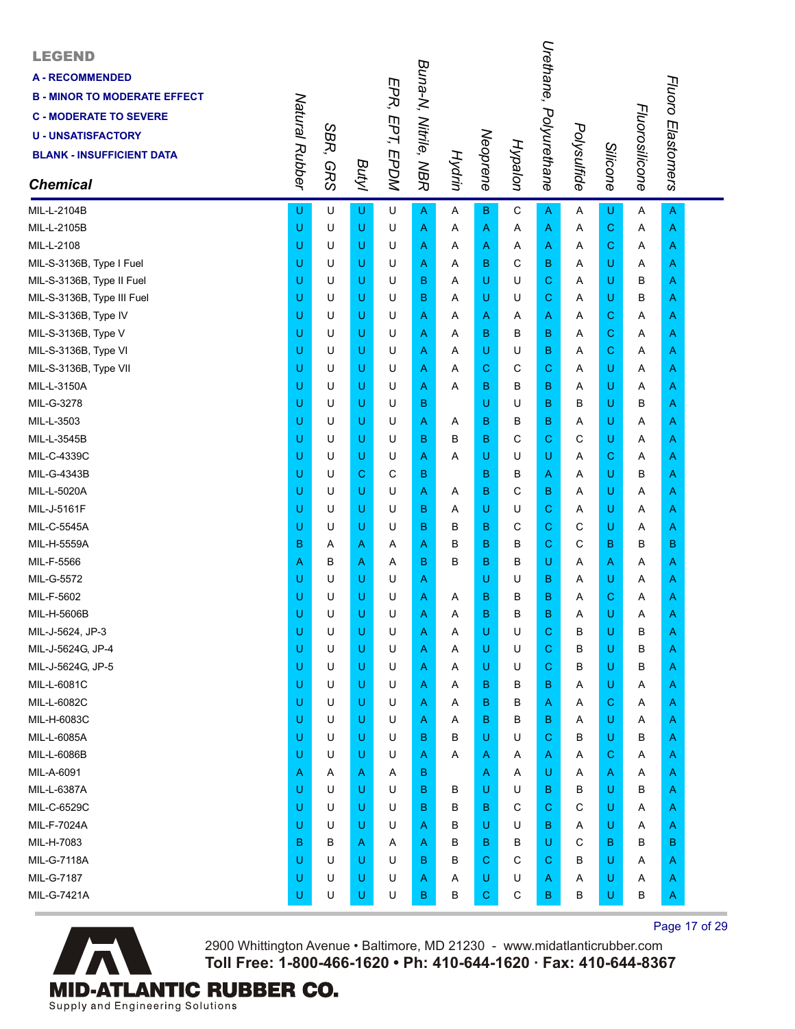**LEGEND**

**A - RECOMMENDED**
**B - MINOR TO MODERATE EFFECT**
**C - MODERATE TO SEVERE**
**U - UNSATISFACTORY**
**BLANK - INSUFFICIENT DATA**

| Chemical | Natural Rubber | SBR, GRS | Butyl | EPR, EPT, EPDM | Buna-N, Nitrile, NBR | Hydrin | Neoprene | Hypalon | Urethane, Polyurethane | Polysulfide | Silicone | Fluorosilicone | Fluoro Elastomers |
|---|---|---|---|---|---|---|---|---|---|---|---|---|---|
| MIL-L-2104B | U | U | U | U | A | A | B | C | A | A | U | A | A |
| MIL-L-2105B | U | U | U | U | A | A | A | A | A | A | C | A | A |
| MIL-L-2108 | U | U | U | U | A | A | A | A | A | A | C | A | A |
| MIL-S-3136B, Type I Fuel | U | U | U | U | A | A | B | C | B | A | U | A | A |
| MIL-S-3136B, Type II Fuel | U | U | U | U | B | A | U | U | C | A | U | B | A |
| MIL-S-3136B, Type III Fuel | U | U | U | U | B | A | U | U | C | A | U | B | A |
| MIL-S-3136B, Type IV | U | U | U | U | A | A | A | A | A | A | C | A | A |
| MIL-S-3136B, Type V | U | U | U | U | A | A | B | B | B | A | C | A | A |
| MIL-S-3136B, Type VI | U | U | U | U | A | A | U | U | B | A | C | A | A |
| MIL-S-3136B, Type VII | U | U | U | U | A | A | C | C | C | A | U | A | A |
| MIL-L-3150A | U | U | U | U | A | A | B | B | B | A | U | A | A |
| MIL-G-3278 | U | U | U | U | B | | U | U | B | B | U | B | A |
| MIL-L-3503 | U | U | U | U | A | A | B | B | B | A | U | A | A |
| MIL-L-3545B | U | U | U | U | B | B | B | C | C | C | U | A | A |
| MIL-C-4339C | U | U | U | U | A | A | U | U | U | A | C | A | A |
| MIL-G-4343B | U | U | C | C | B | | B | B | A | A | U | B | A |
| MIL-L-5020A | U | U | U | U | A | A | B | C | B | A | U | A | A |
| MIL-J-5161F | U | U | U | U | B | A | U | U | C | A | U | A | A |
| MIL-C-5545A | U | U | U | U | B | B | B | C | C | C | U | A | A |
| MIL-H-5559A | B | A | A | A | A | B | B | B | C | C | B | B | B |
| MIL-F-5566 | A | B | A | A | B | B | B | B | U | A | A | A | A |
| MIL-G-5572 | U | U | U | U | A | | U | U | B | A | U | A | A |
| MIL-F-5602 | U | U | U | U | A | A | B | B | B | A | C | A | A |
| MIL-H-5606B | U | U | U | U | A | A | B | B | B | A | U | A | A |
| MIL-J-5624, JP-3 | U | U | U | U | A | A | U | U | C | B | U | B | A |
| MIL-J-5624G, JP-4 | U | U | U | U | A | A | U | U | C | B | U | B | A |
| MIL-J-5624G, JP-5 | U | U | U | U | A | A | U | U | C | B | U | B | A |
| MIL-L-6081C | U | U | U | U | A | A | B | B | B | A | U | A | A |
| MIL-L-6082C | U | U | U | U | A | A | B | B | A | A | C | A | A |
| MIL-H-6083C | U | U | U | U | A | A | B | B | B | A | U | A | A |
| MIL-L-6085A | U | U | U | U | B | B | U | U | C | B | U | B | A |
| MIL-L-6086B | U | U | U | U | A | A | A | A | A | A | C | A | A |
| MIL-A-6091 | A | A | A | A | B | | A | A | U | A | A | A | A |
| MIL-L-6387A | U | U | U | U | B | B | U | U | B | B | U | B | A |
| MIL-C-6529C | U | U | U | U | B | B | B | C | C | C | U | A | A |
| MIL-F-7024A | U | U | U | U | A | B | U | U | B | A | U | A | A |
| MIL-H-7083 | B | B | A | A | A | B | B | B | U | C | B | B | B |
| MIL-G-7118A | U | U | U | U | B | B | C | C | C | B | U | A | A |
| MIL-G-7187 | U | U | U | U | A | A | U | U | A | A | U | A | A |
| MIL-G-7421A | U | U | U | U | B | B | C | C | B | B | U | B | A |

2900 Whittington Avenue • Baltimore, MD 21230 - www.midatlanticrubber.com
**Toll Free: 1-800-466-1620 • Ph: 410-644-1620 · Fax: 410-644-8367**

**MID-ATLANTIC RUBBER CO.**
Supply and Engineering Solutions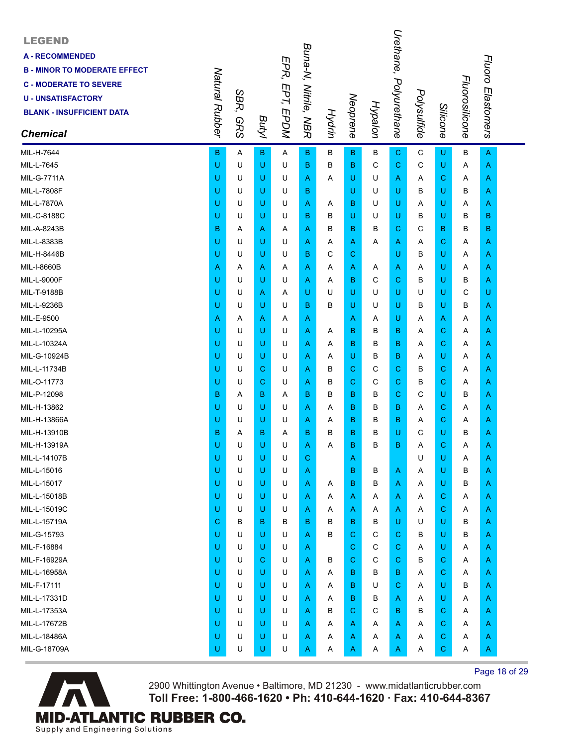**LEGEND**

**A - RECOMMENDED**
**B - MINOR TO MODERATE EFFECT**
**C - MODERATE TO SEVERE**
**U - UNSATISFACTORY**
**BLANK - INSUFFICIENT DATA**

| Chemical | Natural Rubber | SBR, GRS | Butyl | EPR, EPT, EPDM | Buna-N, Nitrile, NBR | Hydrin | Neoprene | Hypalon | Urethane, Polyurethane | Polysulfide | Silicone | Fluorosilicone | Fluoro Elastomers |
|---|---|---|---|---|---|---|---|---|---|---|---|---|---|
| MIL-H-7644 | B | A | B | A | B | B | B | B | C | C | U | B | A |
| MIL-L-7645 | U | U | U | U | B | B | B | C | C | C | U | A | A |
| MIL-G-7711A | U | U | U | U | A | A | U | U | A | A | C | A | A |
| MIL-L-7808F | U | U | U | U | B | | U | U | U | B | U | B | A |
| MIL-L-7870A | U | U | U | U | A | A | B | U | U | A | U | A | A |
| MIL-C-8188C | U | U | U | U | B | B | U | U | U | B | U | B | B |
| MIL-A-8243B | B | A | A | A | A | B | B | B | C | C | B | B | B |
| MIL-L-8383B | U | U | U | U | A | A | A | A | A | A | C | A | A |
| MIL-H-8446B | U | U | U | U | B | C | C | | U | B | U | A | A |
| MIL-I-8660B | A | A | A | A | A | A | A | A | A | A | U | A | A |
| MIL-L-9000F | U | U | U | U | A | A | B | C | C | B | U | B | A |
| MIL-T-9188B | U | U | A | A | U | U | U | U | U | U | U | C | U |
| MIL-L-9236B | U | U | U | U | B | B | U | U | U | B | U | B | A |
| MIL-E-9500 | A | A | A | A | A | | A | A | U | A | A | A | A |
| MIL-L-10295A | U | U | U | U | A | A | B | B | B | A | C | A | A |
| MIL-L-10324A | U | U | U | U | A | A | B | B | B | A | C | A | A |
| MIL-G-10924B | U | U | U | U | A | A | U | B | B | A | U | A | A |
| MIL-L-11734B | U | U | C | U | A | B | C | C | C | B | C | A | A |
| MIL-O-11773 | U | U | C | U | A | B | C | C | C | B | C | A | A |
| MIL-P-12098 | B | A | B | A | B | B | B | B | C | C | U | B | A |
| MIL-H-13862 | U | U | U | U | A | A | B | B | B | A | C | A | A |
| MIL-H-13866A | U | U | U | U | A | A | B | B | B | A | C | A | A |
| MIL-H-13910B | B | A | B | A | B | B | B | B | U | C | U | B | A |
| MIL-H-13919A | U | U | U | U | A | A | B | B | B | A | C | A | A |
| MIL-L-14107B | U | U | U | U | C | | A | | | U | U | A | A |
| MIL-L-15016 | U | U | U | U | A | | B | B | A | A | U | B | A |
| MIL-L-15017 | U | U | U | U | A | A | B | B | A | A | U | B | A |
| MIL-L-15018B | U | U | U | U | A | A | A | A | A | A | C | A | A |
| MIL-L-15019C | U | U | U | U | A | A | A | A | A | A | C | A | A |
| MIL-L-15719A | C | B | B | B | B | B | B | B | U | U | U | B | A |
| MIL-G-15793 | U | U | U | U | A | B | C | C | C | B | U | B | A |
| MIL-F-16884 | U | U | U | U | A | | C | C | C | A | U | A | A |
| MIL-F-16929A | U | U | C | U | A | B | C | C | C | B | C | A | A |
| MIL-L-16958A | U | U | U | U | A | A | B | B | B | A | C | A | A |
| MIL-F-17111 | U | U | U | U | A | A | B | U | C | A | U | B | A |
| MIL-L-17331D | U | U | U | U | A | A | B | B | A | A | U | A | A |
| MIL-L-17353A | U | U | U | U | A | B | C | C | B | B | C | A | A |
| MIL-L-17672B | U | U | U | U | A | A | A | A | A | A | C | A | A |
| MIL-L-18486A | U | U | U | U | A | A | A | A | A | A | C | A | A |
| MIL-G-18709A | U | U | U | U | A | A | A | A | A | A | C | A | A |

2900 Whittington Avenue • Baltimore, MD 21230 - www.midatlanticrubber.com
**Toll Free: 1-800-466-1620 • Ph: 410-644-1620 · Fax: 410-644-8367**

**MID-ATLANTIC RUBBER CO.**
Supply and Engineering Solutions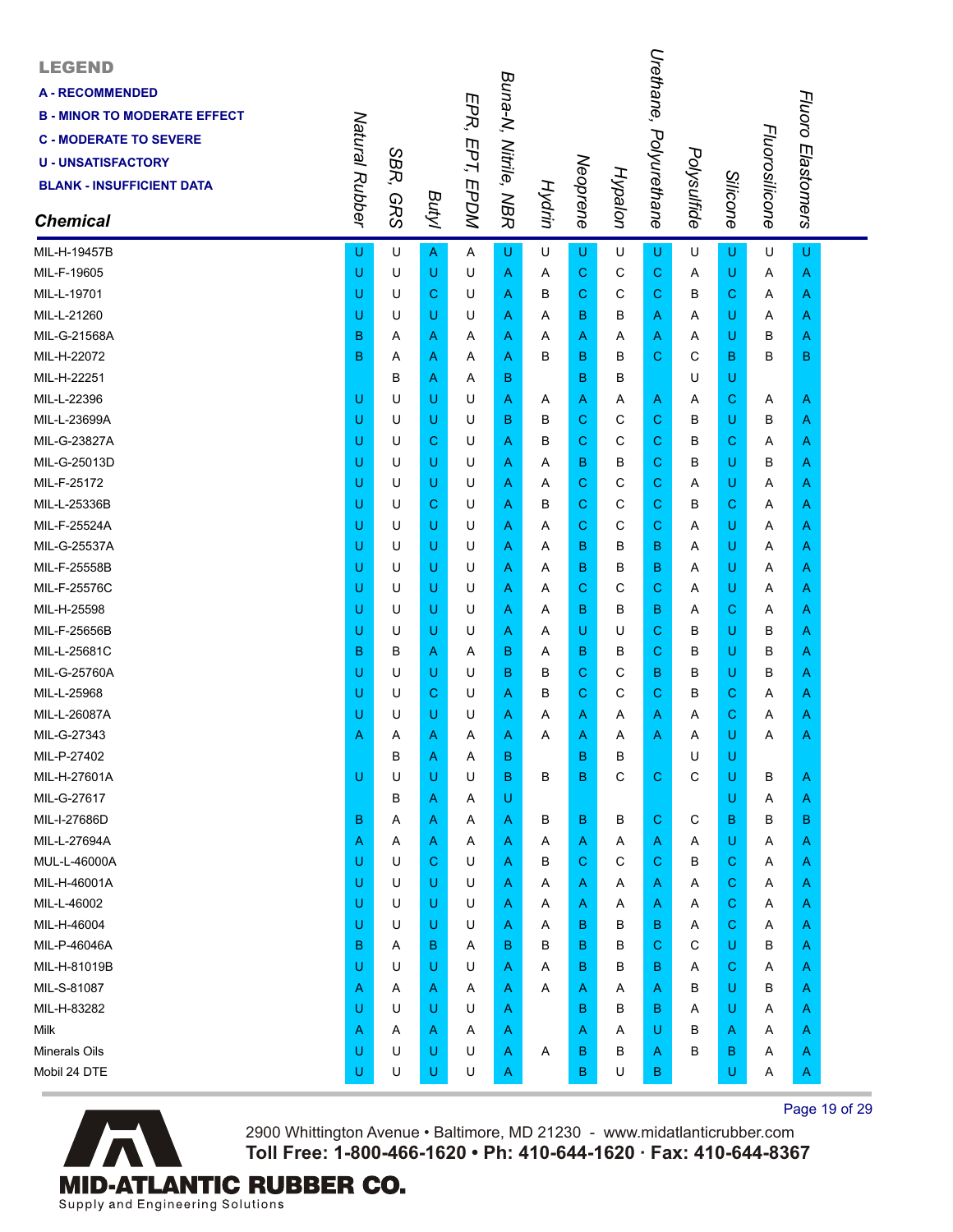**LEGEND**

**A - RECOMMENDED**
**B - MINOR TO MODERATE EFFECT**
**C - MODERATE TO SEVERE**
**U - UNSATISFACTORY**
**BLANK - INSUFFICIENT DATA**

| Chemical | Natural Rubber | SBR, GRS | Butyl | EPR, EPT, EPDM | Buna-N, Nitrile, NBR | Hydrin | Neoprene | Hypalon | Urethane, Polyurethane | Polysulfide | Silicone | Fluorosilicone | Fluoro Elastomers |
|---|---|---|---|---|---|---|---|---|---|---|---|---|---|
| MIL-H-19457B | U | U | A | A | U | U | U | U | U | U | U | U | U |
| MIL-F-19605 | U | U | U | U | A | A | C | C | C | A | U | A | A |
| MIL-L-19701 | U | U | C | U | A | B | C | C | C | B | C | A | A |
| MIL-L-21260 | U | U | U | U | A | A | B | B | A | A | U | A | A |
| MIL-G-21568A | B | A | A | A | A | A | A | A | A | A | U | B | A |
| MIL-H-22072 | B | A | A | A | A | B | B | B | C | C | B | B | B |
| MIL-H-22251 | | B | A | A | B | | B | B | | U | U | | |
| MIL-L-22396 | U | U | U | U | A | A | A | A | A | A | C | A | A |
| MIL-L-23699A | U | U | U | U | B | B | C | C | C | B | U | B | A |
| MIL-G-23827A | U | U | C | U | A | B | C | C | C | B | C | A | A |
| MIL-G-25013D | U | U | U | U | A | A | B | B | C | B | U | B | A |
| MIL-F-25172 | U | U | U | U | A | A | C | C | C | A | U | A | A |
| MIL-L-25336B | U | U | C | U | A | B | C | C | C | B | C | A | A |
| MIL-F-25524A | U | U | U | U | A | A | C | C | C | A | U | A | A |
| MIL-G-25537A | U | U | U | U | A | A | B | B | B | A | U | A | A |
| MIL-F-25558B | U | U | U | U | A | A | B | B | B | A | U | A | A |
| MIL-F-25576C | U | U | U | U | A | A | C | C | C | A | U | A | A |
| MIL-H-25598 | U | U | U | U | A | A | B | B | B | A | C | A | A |
| MIL-F-25656B | U | U | U | U | A | A | U | U | C | B | U | B | A |
| MIL-L-25681C | B | B | A | A | B | A | B | B | C | B | U | B | A |
| MIL-G-25760A | U | U | U | U | B | B | C | C | B | B | U | B | A |
| MIL-L-25968 | U | U | C | U | A | B | C | C | C | B | C | A | A |
| MIL-L-26087A | U | U | U | U | A | A | A | A | A | A | C | A | A |
| MIL-G-27343 | A | A | A | A | A | A | A | A | A | A | U | A | A |
| MIL-P-27402 | | B | A | A | B | | B | B | | U | U | | |
| MIL-H-27601A | U | U | U | U | B | B | B | C | C | C | U | B | A |
| MIL-G-27617 | | B | A | A | U | | | | | | U | A | A |
| MIL-I-27686D | B | A | A | A | A | B | B | B | C | C | B | B | B |
| MIL-L-27694A | A | A | A | A | A | A | A | A | A | A | U | A | A |
| MUL-L-46000A | U | U | C | U | A | B | C | C | C | B | C | A | A |
| MIL-H-46001A | U | U | U | U | A | A | A | A | A | A | C | A | A |
| MIL-L-46002 | U | U | U | U | A | A | A | A | A | A | C | A | A |
| MIL-H-46004 | U | U | U | U | A | A | B | B | B | A | C | A | A |
| MIL-P-46046A | B | A | B | A | B | B | B | B | C | C | U | B | A |
| MIL-H-81019B | U | U | U | U | A | A | B | B | B | A | C | A | A |
| MIL-S-81087 | A | A | A | A | A | A | A | A | A | B | U | B | A |
| MIL-H-83282 | U | U | U | U | A | | B | B | B | A | U | A | A |
| Milk | A | A | A | A | A | | A | A | U | B | A | A | A |
| Minerals Oils | U | U | U | U | A | A | B | B | A | B | B | A | A |
| Mobil 24 DTE | U | U | U | U | A | | B | U | B | | U | A | A |

2900 Whittington Avenue • Baltimore, MD 21230 - www.midatlanticrubber.com
**Toll Free: 1-800-466-1620 • Ph: 410-644-1620 · Fax: 410-644-8367**

**MID-ATLANTIC RUBBER CO.**
Supply and Engineering Solutions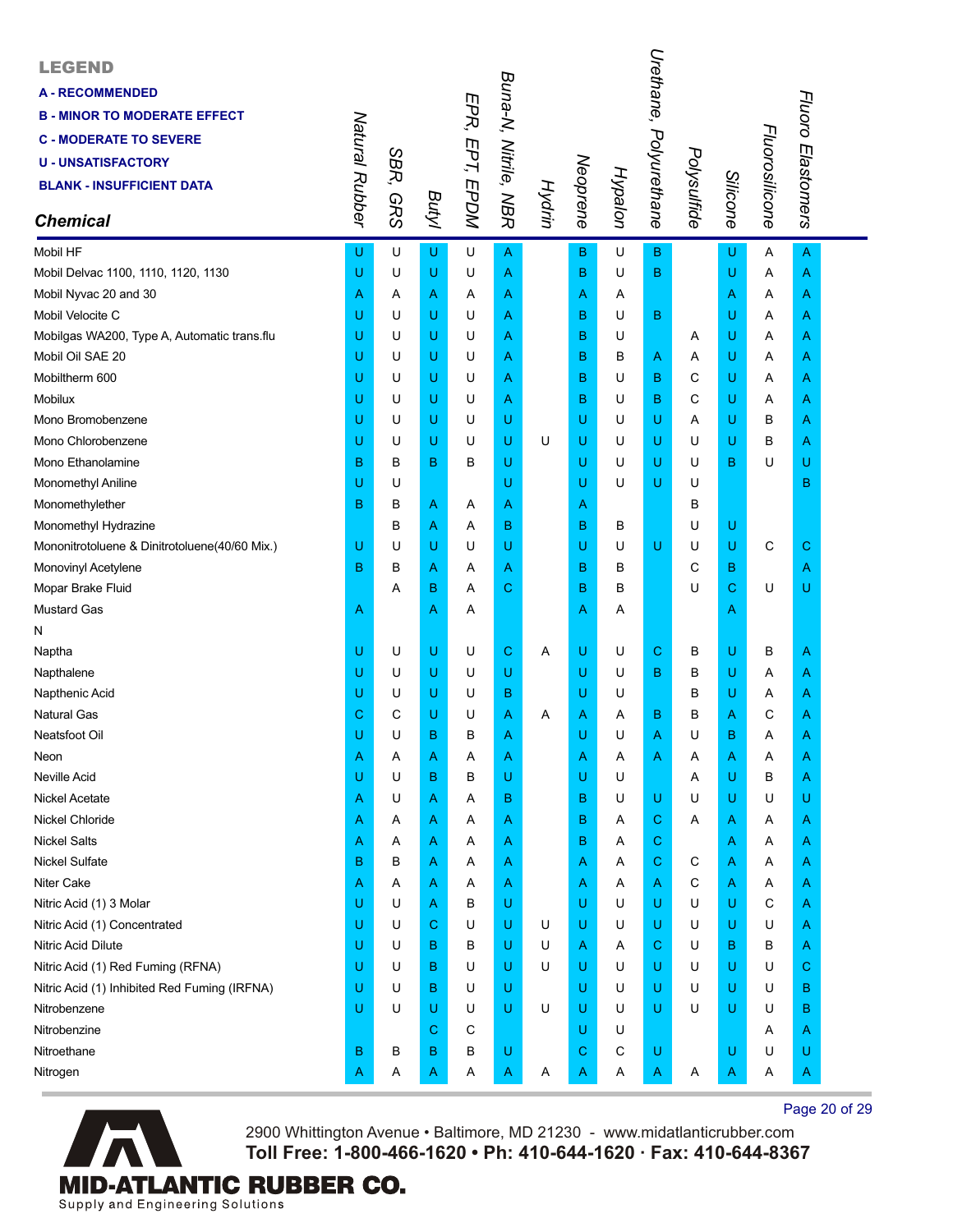**LEGEND**

**A - RECOMMENDED**
**B - MINOR TO MODERATE EFFECT**
**C - MODERATE TO SEVERE**
**U - UNSATISFACTORY**
**BLANK - INSUFFICIENT DATA**

| *Chemical* | *Natural Rubber* | *SBR, GRS* | *Butyl* | *EPR, EPT, EPDM* | *Buna-N, Nitrile, NBR* | *Hydrin* | *Neoprene* | *Hypalon* | *Urethane, Polyurethane* | *Polysulfide* | *Silicone* | *Fluorosilicone* | *Fluoro Elastomers* |
|---|---|---|---|---|---|---|---|---|---|---|---|---|---|
| Mobil HF | U | U | U | U | A | | B | U | B | | U | A | A |
| Mobil Delvac 1100, 1110, 1120, 1130 | U | U | U | U | A | | B | U | B | | U | A | A |
| Mobil Nyvac 20 and 30 | A | A | A | A | A | | A | A | | | A | A | A |
| Mobil Velocite C | U | U | U | U | A | | B | U | B | | U | A | A |
| Mobilgas WA200, Type A, Automatic trans.flu | U | U | U | U | A | | B | U | | A | U | A | A |
| Mobil Oil SAE 20 | U | U | U | U | A | | B | B | A | A | U | A | A |
| Mobiltherm 600 | U | U | U | U | A | | B | U | B | C | U | A | A |
| Mobilux | U | U | U | U | A | | B | U | B | C | U | A | A |
| Mono Bromobenzene | U | U | U | U | U | | U | U | U | A | U | B | A |
| Mono Chlorobenzene | U | U | U | U | U | U | U | U | U | U | U | B | A |
| Mono Ethanolamine | B | B | B | B | U | | U | U | U | U | B | U | U |
| Monomethyl Aniline | U | U | | | U | | U | U | U | U | | | B |
| Monomethylether | B | B | A | A | A | | A | | | B | | | |
| Monomethyl Hydrazine | | B | A | A | B | | B | B | | U | U | | |
| Mononitrotoluene & Dinitrotoluene(40/60 Mix.) | U | U | U | U | U | | U | U | U | U | U | C | C |
| Monovinyl Acetylene | B | B | A | A | A | | B | B | | C | B | | A |
| Mopar Brake Fluid | | A | B | A | C | | B | B | | U | C | U | U |
| Mustard Gas | A | | A | A | | | A | A | | | A | | |
| N | | | | | | | | | | | | | |
| Naptha | U | U | U | U | C | A | U | U | C | B | U | B | A |
| Napthalene | U | U | U | U | U | | U | U | B | B | U | A | A |
| Napthenic Acid | U | U | U | U | B | | U | U | | B | U | A | A |
| Natural Gas | C | C | U | U | A | A | A | A | B | B | A | C | A |
| Neatsfoot Oil | U | U | B | B | A | | U | U | A | U | B | A | A |
| Neon | A | A | A | A | A | | A | A | A | A | A | A | A |
| Neville Acid | U | U | B | B | U | | U | U | | A | U | B | A |
| Nickel Acetate | A | U | A | A | B | | B | U | U | U | U | U | U |
| Nickel Chloride | A | A | A | A | A | | B | A | C | A | A | A | A |
| Nickel Salts | A | A | A | A | A | | B | A | C | | A | A | A |
| Nickel Sulfate | B | B | A | A | A | | A | A | C | C | A | A | A |
| Niter Cake | A | A | A | A | A | | A | A | A | C | A | A | A |
| Nitric Acid (1) 3 Molar | U | U | A | B | U | | U | U | U | U | U | C | A |
| Nitric Acid (1) Concentrated | U | U | C | U | U | U | U | U | U | U | U | U | A |
| Nitric Acid Dilute | U | U | B | B | U | U | A | A | C | U | B | B | A |
| Nitric Acid (1) Red Fuming (RFNA) | U | U | B | U | U | U | U | U | U | U | U | U | C |
| Nitric Acid (1) Inhibited Red Fuming (IRFNA) | U | U | B | U | U | | U | U | U | U | U | U | B |
| Nitrobenzene | U | U | U | U | U | U | U | U | U | U | U | U | B |
| Nitrobenzine | | | C | C | | | U | U | | | | A | A |
| Nitroethane | B | B | B | B | U | | C | C | U | | U | U | U |
| Nitrogen | A | A | A | A | A | A | A | A | A | A | A | A | A |

2900 Whittington Avenue • Baltimore, MD 21230 - www.midatlanticrubber.com
**Toll Free: 1-800-466-1620 • Ph: 410-644-1620 · Fax: 410-644-8367**

**MID-ATLANTIC RUBBER CO.**
Supply and Engineering Solutions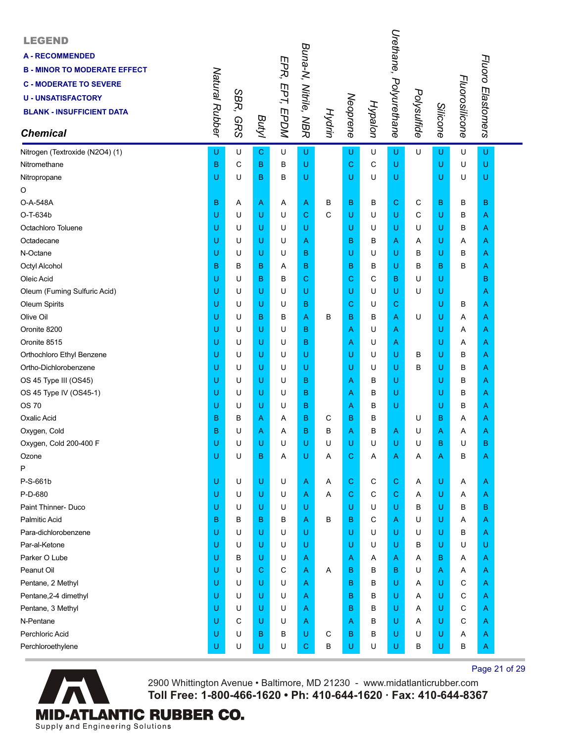**LEGEND**

**A - RECOMMENDED**
**B - MINOR TO MODERATE EFFECT**
**C - MODERATE TO SEVERE**
**U - UNSATISFACTORY**
**BLANK - INSUFFICIENT DATA**

| Chemical | Natural Rubber | SBR, GRS | Butyl | EPR, EPT, EPDM | Buna-N, Nitrile, NBR | Hydrin | Neoprene | Hypalon | Urethane, Polyurethane | Polysulfide | Silicone | Fluorosilicone | Fluoro Elastomers |
|---|---|---|---|---|---|---|---|---|---|---|---|---|---|
| Nitrogen (Textroxide (N2O4) (1) | U | U | C | U | U | | U | U | U | U | U | U | U |
| Nitromethane | B | C | B | B | U | | C | C | U | | U | U | U |
| Nitropropane | U | U | B | B | U | | U | U | U | | U | U | U |
| O | | | | | | | | | | | | | |
| O-A-548A | B | A | A | A | A | B | B | B | C | C | B | B | B |
| O-T-634b | U | U | U | U | C | C | U | U | U | C | U | B | A |
| Octachloro Toluene | U | U | U | U | U | | U | U | U | U | U | B | A |
| Octadecane | U | U | U | U | A | | B | B | A | A | U | A | A |
| N-Octane | U | U | U | U | B | | U | U | U | B | U | B | A |
| Octyl Alcohol | B | B | B | A | B | | B | B | U | B | B | B | A |
| Oleic Acid | U | U | B | B | C | | C | C | B | U | U | | B |
| Oleum (Fuming Sulfuric Acid) | U | U | U | U | U | | U | U | U | U | U | | A |
| Oleum Spirits | U | U | U | U | B | | C | U | C | | U | B | A |
| Olive Oil | U | U | B | B | A | B | B | B | A | U | U | A | A |
| Oronite 8200 | U | U | U | U | B | | A | U | A | | U | A | A |
| Oronite 8515 | U | U | U | U | B | | A | U | A | | U | A | A |
| Orthochloro Ethyl Benzene | U | U | U | U | U | | U | U | U | B | U | B | A |
| Ortho-Dichlorobenzene | U | U | U | U | U | | U | U | U | B | U | B | A |
| OS 45 Type III (OS45) | U | U | U | U | B | | A | B | U | | U | B | A |
| OS 45 Type IV (OS45-1) | U | U | U | U | B | | A | B | U | | U | B | A |
| OS 70 | U | U | U | U | B | | A | B | U | | U | B | A |
| Oxalic Acid | B | B | A | A | B | C | B | B | | U | B | A | A |
| Oxygen, Cold | B | U | A | A | B | B | A | B | A | U | A | A | A |
| Oxygen, Cold 200-400 F | U | U | U | U | U | U | U | U | U | U | B | U | B |
| Ozone | U | U | B | A | U | A | C | A | A | A | A | B | A |
| P | | | | | | | | | | | | | |
| P-S-661b | U | U | U | U | A | A | C | C | C | A | U | A | A |
| P-D-680 | U | U | U | U | A | A | C | C | C | A | U | A | A |
| Paint Thinner- Duco | U | U | U | U | U | | U | U | U | B | U | B | B |
| Palmitic Acid | B | B | B | B | A | B | B | C | A | U | U | A | A |
| Para-dichlorobenzene | U | U | U | U | U | | U | U | U | U | U | B | A |
| Par-al-Ketone | U | U | U | U | U | | U | U | U | B | U | U | U |
| Parker O Lube | U | B | U | U | A | | A | A | A | A | B | A | A |
| Peanut Oil | U | U | C | C | A | A | B | B | B | U | A | A | A |
| Pentane, 2 Methyl | U | U | U | U | A | | B | B | U | A | U | C | A |
| Pentane,2-4 dimethyl | U | U | U | U | A | | B | B | U | A | U | C | A |
| Pentane, 3 Methyl | U | U | U | U | A | | B | B | U | A | U | C | A |
| N-Pentane | U | C | U | U | A | | A | B | U | A | U | C | A |
| Perchloric Acid | U | U | B | B | U | C | B | B | U | U | U | A | A |
| Perchloroethylene | U | U | U | U | C | B | U | U | U | B | U | B | A |

2900 Whittington Avenue • Baltimore, MD 21230 - www.midatlanticrubber.com
**Toll Free: 1-800-466-1620 • Ph: 410-644-1620 · Fax: 410-644-8367**

**MID-ATLANTIC RUBBER CO.**
Supply and Engineering Solutions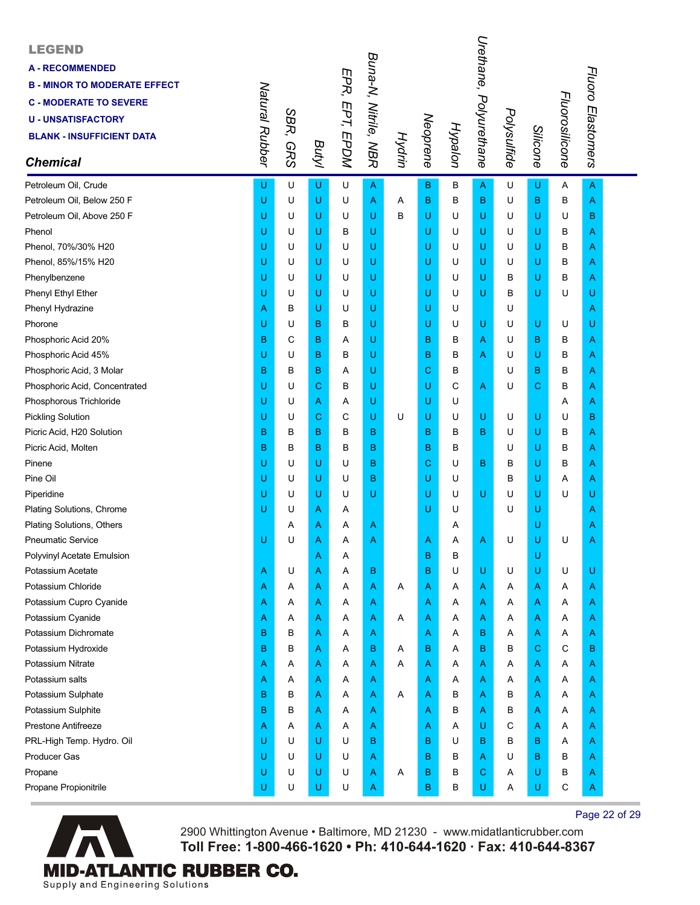**LEGEND**

**A - RECOMMENDED**
**B - MINOR TO MODERATE EFFECT**
**C - MODERATE TO SEVERE**
**U - UNSATISFACTORY**
**BLANK - INSUFFICIENT DATA**

| *Chemical* | *Natural Rubber* | *SBR, GRS* | *Butyl* | *EPR, EPT, EPDM* | *Buna-N, Nitrile, NBR* | *Hydrin* | *Neoprene* | *Hypalon* | *Urethane, Polyurethane* | *Polysulfide* | *Silicone* | *Fluorosilicone* | *Fluoro Elastomers* |
|---|---|---|---|---|---|---|---|---|---|---|---|---|---|
| Petroleum Oil, Crude | U | U | U | U | A | | B | B | A | U | U | A | A |
| Petroleum Oil, Below 250 F | U | U | U | U | A | A | B | B | B | U | B | B | A |
| Petroleum Oil, Above 250 F | U | U | U | U | U | B | U | U | U | U | U | U | B |
| Phenol | U | U | U | B | U | | U | U | U | U | U | B | A |
| Phenol, 70%/30% H20 | U | U | U | U | U | | U | U | U | U | U | B | A |
| Phenol, 85%/15% H20 | U | U | U | U | U | | U | U | U | U | U | B | A |
| Phenylbenzene | U | U | U | U | U | | U | U | U | B | U | B | A |
| Phenyl Ethyl Ether | U | U | U | U | U | | U | U | U | B | U | U | U |
| Phenyl Hydrazine | A | B | U | U | U | | U | U | | U | | | A |
| Phorone | U | U | B | B | U | | U | U | U | U | U | U | U |
| Phosphoric Acid 20% | B | C | B | A | U | | B | B | A | U | B | B | A |
| Phosphoric Acid 45% | U | U | B | B | U | | B | B | A | U | U | B | A |
| Phosphoric Acid, 3 Molar | B | B | B | A | U | | C | B | | U | B | B | A |
| Phosphoric Acid, Concentrated | U | U | C | B | U | | U | C | A | U | C | B | A |
| Phosphorous Trichloride | U | U | A | A | U | | U | U | | | | A | A |
| Pickling Solution | U | U | C | C | U | U | U | U | U | U | U | U | B |
| Picric Acid, H20 Solution | B | B | B | B | B | | B | B | B | U | U | B | A |
| Picric Acid, Molten | B | B | B | B | B | | B | B | | U | U | B | A |
| Pinene | U | U | U | U | B | | C | U | B | B | U | B | A |
| Pine Oil | U | U | U | U | B | | U | U | | B | U | A | A |
| Piperidine | U | U | U | U | U | | U | U | U | U | U | U | U |
| Plating Solutions, Chrome | U | U | A | A | | | U | U | | U | U | | A |
| Plating Solutions, Others | | A | A | A | A | | | A | | | U | | A |
| Pneumatic Service | U | U | A | A | A | | A | A | A | U | U | U | A |
| Polyvinyl Acetate Emulsion | | | A | A | | | B | B | | | U | | |
| Potassium Acetate | A | U | A | A | B | | B | U | U | U | U | U | U |
| Potassium Chloride | A | A | A | A | A | A | A | A | A | A | A | A | A |
| Potassium Cupro Cyanide | A | A | A | A | A | | A | A | A | A | A | A | A |
| Potassium Cyanide | A | A | A | A | A | A | A | A | A | A | A | A | A |
| Potassium Dichromate | B | B | A | A | A | | A | A | B | A | A | A | A |
| Potassium Hydroxide | B | B | A | A | B | A | B | A | B | B | C | C | B |
| Potassium Nitrate | A | A | A | A | A | A | A | A | A | A | A | A | A |
| Potassium salts | A | A | A | A | A | | A | A | A | A | A | A | A |
| Potassium Sulphate | B | B | A | A | A | A | A | B | A | B | A | A | A |
| Potassium Sulphite | B | B | A | A | A | | A | B | A | B | A | A | A |
| Prestone Antifreeze | A | A | A | A | A | | A | A | U | C | A | A | A |
| PRL-High Temp. Hydro. Oil | U | U | U | U | B | | B | U | B | B | B | A | A |
| Producer Gas | U | U | U | U | A | | B | B | A | U | B | B | A |
| Propane | U | U | U | U | A | A | B | B | C | A | U | B | A |
| Propane Propionitrile | U | U | U | U | A | | B | B | U | A | U | C | A |

2900 Whittington Avenue • Baltimore, MD 21230 - www.midatlanticrubber.com
**Toll Free: 1-800-466-1620 • Ph: 410-644-1620 · Fax: 410-644-8367**

**MID-ATLANTIC RUBBER CO.**
Supply and Engineering Solutions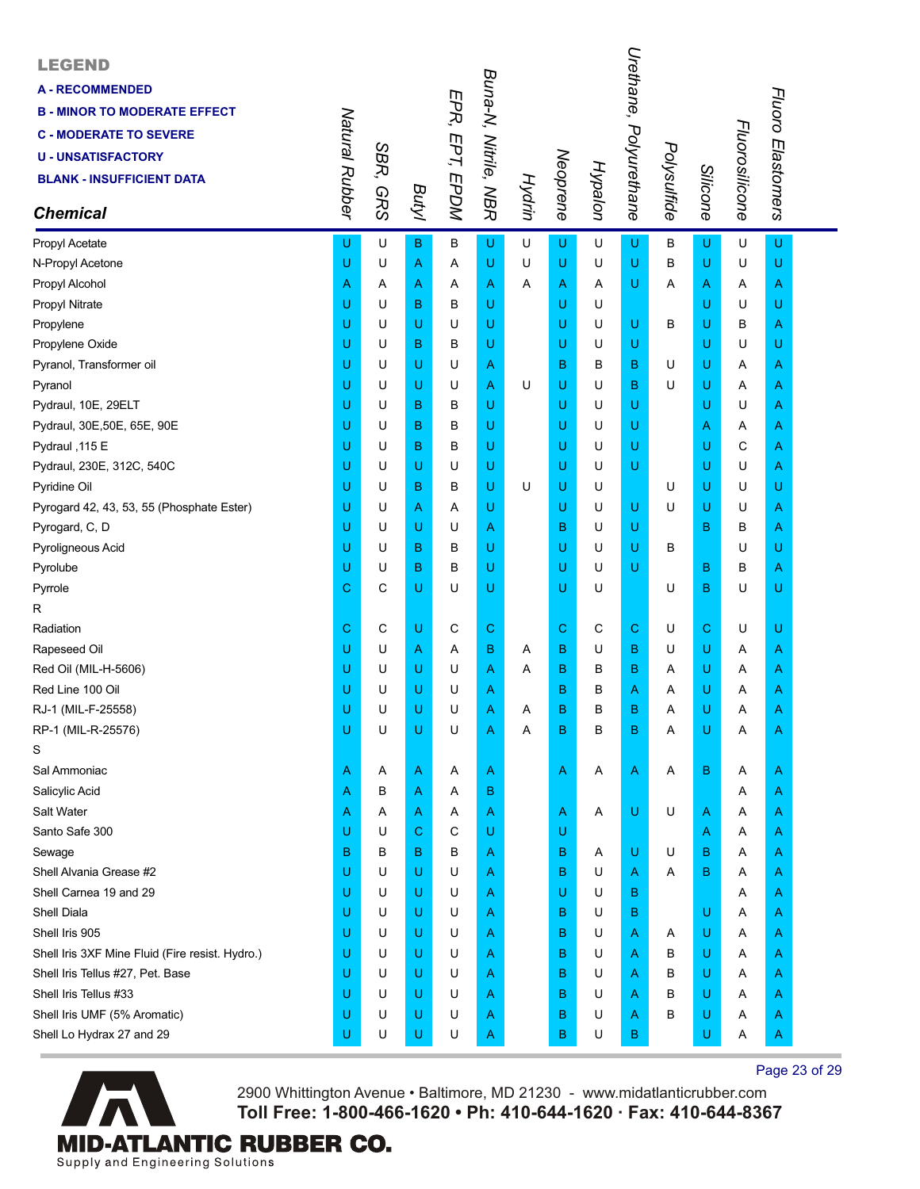**LEGEND**

**A - RECOMMENDED**

**B - MINOR TO MODERATE EFFECT**

**C - MODERATE TO SEVERE**

**U - UNSATISFACTORY**

**BLANK - INSUFFICIENT DATA**

| *Chemical* | *Natural Rubber* | *SBR, GRS* | *Butyl* | *EPR, EPT, EPDM* | *Buna-N, Nitrile, NBR* | *Hydrin* | *Neoprene* | *Hypalon* | *Urethane, Polyurethane* | *Polysulfide* | *Silicone* | *Fluorosilicone* | *Fluoro Elastomers* |
|---|---|---|---|---|---|---|---|---|---|---|---|---|---|
| Propyl Acetate | U | U | B | B | U | U | U | U | U | B | U | U | U |
| N-Propyl Acetone | U | U | A | A | U | U | U | U | U | B | U | U | U |
| Propyl Alcohol | A | A | A | A | A | A | A | A | U | A | A | A | A |
| Propyl Nitrate | U | U | B | B | U | | U | U | | | U | U | U |
| Propylene | U | U | U | U | U | | U | U | U | B | U | B | A |
| Propylene Oxide | U | U | B | B | U | | U | U | U | | U | U | U |
| Pyranol, Transformer oil | U | U | U | U | A | | B | B | B | U | U | A | A |
| Pyranol | U | U | U | U | A | U | U | U | B | U | U | A | A |
| Pydraul, 10E, 29ELT | U | U | B | B | U | | U | U | U | | U | U | A |
| Pydraul, 30E,50E, 65E, 90E | U | U | B | B | U | | U | U | U | | A | A | A |
| Pydraul ,115 E | U | U | B | B | U | | U | U | U | | U | C | A |
| Pydraul, 230E, 312C, 540C | U | U | U | U | U | | U | U | U | | U | U | A |
| Pyridine Oil | U | U | B | B | U | U | U | U | | U | U | U | U |
| Pyrogard 42, 43, 53, 55 (Phosphate Ester) | U | U | A | A | U | | U | U | U | U | U | U | A |
| Pyrogard, C, D | U | U | U | U | A | | B | U | U | | B | B | A |
| Pyroligneous Acid | U | U | B | B | U | | U | U | U | B | | U | U |
| Pyrolube | U | U | B | B | U | | U | U | U | | B | B | A |
| Pyrrole | C | C | U | U | U | | U | U | | U | B | U | U |
| R | | | | | | | | | | | | | |
| Radiation | C | C | U | C | C | | C | C | C | U | C | U | U |
| Rapeseed Oil | U | U | A | A | B | A | B | U | B | U | U | A | A |
| Red Oil (MIL-H-5606) | U | U | U | U | A | A | B | B | B | A | U | A | A |
| Red Line 100 Oil | U | U | U | U | A | | B | B | A | A | U | A | A |
| RJ-1 (MIL-F-25558) | U | U | U | U | A | A | B | B | B | A | U | A | A |
| RP-1 (MIL-R-25576) | U | U | U | U | A | A | B | B | B | A | U | A | A |
| S | | | | | | | | | | | | | |
| Sal Ammoniac | A | A | A | A | A | | A | A | A | A | B | A | A |
| Salicylic Acid | A | B | A | A | B | | | | | | | A | A |
| Salt Water | A | A | A | A | A | | A | A | U | U | A | A | A |
| Santo Safe 300 | U | U | C | C | U | | U | | | | A | A | A |
| Sewage | B | B | B | B | A | | B | A | U | U | B | A | A |
| Shell Alvania Grease #2 | U | U | U | U | A | | B | U | A | A | B | A | A |
| Shell Carnea 19 and 29 | U | U | U | U | A | | U | U | B | | | A | A |
| Shell Diala | U | U | U | U | A | | B | U | B | | U | A | A |
| Shell Iris 905 | U | U | U | U | A | | B | U | A | A | U | A | A |
| Shell Iris 3XF Mine Fluid (Fire resist. Hydro.) | U | U | U | U | A | | B | U | A | B | U | A | A |
| Shell Iris Tellus #27, Pet. Base | U | U | U | U | A | | B | U | A | B | U | A | A |
| Shell Iris Tellus #33 | U | U | U | U | A | | B | U | A | B | U | A | A |
| Shell Iris UMF (5% Aromatic) | U | U | U | U | A | | B | U | A | B | U | A | A |
| Shell Lo Hydrax 27 and 29 | U | U | U | U | A | | B | U | B | | U | A | A |

2900 Whittington Avenue • Baltimore, MD 21230 - www.midatlanticrubber.com

**Toll Free: 1-800-466-1620 • Ph: 410-644-1620 · Fax: 410-644-8367**

**MID-ATLANTIC RUBBER CO.**

Supply and Engineering Solutions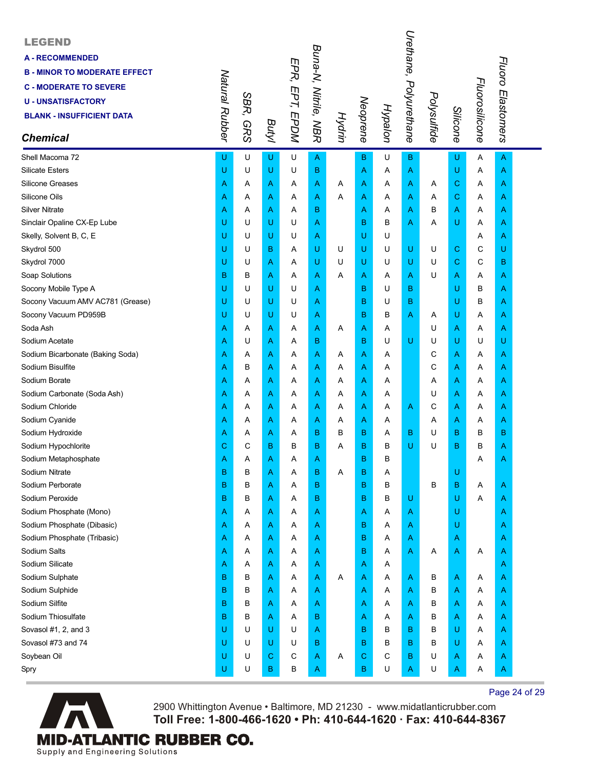**LEGEND**

**A - RECOMMENDED**
**B - MINOR TO MODERATE EFFECT**
**C - MODERATE TO SEVERE**
**U - UNSATISFACTORY**
**BLANK - INSUFFICIENT DATA**

| *Chemical* | *Natural Rubber* | *SBR, GRS* | *Butyl* | *EPR, EPT, EPDM* | *Buna-N, Nitrile, NBR* | *Hydrin* | *Neoprene* | *Hypalon* | *Urethane, Polyurethane* | *Polysulfide* | *Silicone* | *Fluorosilicone* | *Fluoro Elastomers* |
|---|---|---|---|---|---|---|---|---|---|---|---|---|---|
| Shell Macoma 72 | U | U | U | U | A | | B | U | B | | U | A | A |
| Silicate Esters | U | U | U | U | B | | A | A | A | | U | A | A |
| Silicone Greases | A | A | A | A | A | A | A | A | A | A | C | A | A |
| Silicone Oils | A | A | A | A | A | A | A | A | A | A | C | A | A |
| Silver Nitrate | A | A | A | A | B | | A | A | A | B | A | A | A |
| Sinclair Opaline CX-Ep Lube | U | U | U | U | A | | B | B | A | A | U | A | A |
| Skelly, Solvent B, C, E | U | U | U | U | A | | U | U | | | | A | A |
| Skydrol 500 | U | U | B | A | U | U | U | U | U | U | C | C | U |
| Skydrol 7000 | U | U | A | A | U | U | U | U | U | U | C | C | B |
| Soap Solutions | B | B | A | A | A | A | A | A | A | U | A | A | A |
| Socony Mobile Type A | U | U | U | U | A | | B | U | B | | U | B | A |
| Socony Vacuum AMV AC781 (Grease) | U | U | U | U | A | | B | U | B | | U | B | A |
| Socony Vacuum PD959B | U | U | U | U | A | | B | B | A | A | U | A | A |
| Soda Ash | A | A | A | A | A | A | A | A | | U | A | A | A |
| Sodium Acetate | A | U | A | A | B | | B | U | U | U | U | U | U |
| Sodium Bicarbonate (Baking Soda) | A | A | A | A | A | A | A | A | | C | A | A | A |
| Sodium Bisulfite | A | B | A | A | A | A | A | A | | C | A | A | A |
| Sodium Borate | A | A | A | A | A | A | A | A | | A | A | A | A |
| Sodium Carbonate (Soda Ash) | A | A | A | A | A | A | A | A | | U | A | A | A |
| Sodium Chloride | A | A | A | A | A | A | A | A | A | C | A | A | A |
| Sodium Cyanide | A | A | A | A | A | A | A | A | | A | A | A | A |
| Sodium Hydroxide | A | A | A | A | B | B | B | A | B | U | B | B | B |
| Sodium Hypochlorite | C | C | B | B | B | A | B | B | U | U | B | B | A |
| Sodium Metaphosphate | A | A | A | A | A | | B | B | | | | A | A |
| Sodium Nitrate | B | B | A | A | B | A | B | A | | | U | | |
| Sodium Perborate | B | B | A | A | B | | B | B | | B | B | A | A |
| Sodium Peroxide | B | B | A | A | B | | B | B | U | | U | A | A |
| Sodium Phosphate (Mono) | A | A | A | A | A | | A | A | A | | U | | A |
| Sodium Phosphate (Dibasic) | A | A | A | A | A | | B | A | A | | U | | A |
| Sodium Phosphate (Tribasic) | A | A | A | A | A | | B | A | A | | A | | A |
| Sodium Salts | A | A | A | A | A | | B | A | A | A | A | A | A |
| Sodium Silicate | A | A | A | A | A | | A | A | | | | | A |
| Sodium Sulphate | B | B | A | A | A | A | A | A | A | B | A | A | A |
| Sodium Sulphide | B | B | A | A | A | | A | A | A | B | A | A | A |
| Sodium Silfite | B | B | A | A | A | | A | A | A | B | A | A | A |
| Sodium Thiosulfate | B | B | A | A | B | | A | A | A | B | A | A | A |
| Sovasol #1, 2, and 3 | U | U | U | U | A | | B | B | B | B | U | A | A |
| Sovasol #73 and 74 | U | U | U | U | B | | B | B | B | B | U | A | A |
| Soybean Oil | U | U | C | C | A | A | C | C | B | U | A | A | A |
| Spry | U | U | B | B | A | | B | U | A | U | A | A | A |

2900 Whittington Avenue • Baltimore, MD 21230 - www.midatlanticrubber.com
**Toll Free: 1-800-466-1620 • Ph: 410-644-1620 · Fax: 410-644-8367**

**MID-ATLANTIC RUBBER CO.**
Supply and Engineering Solutions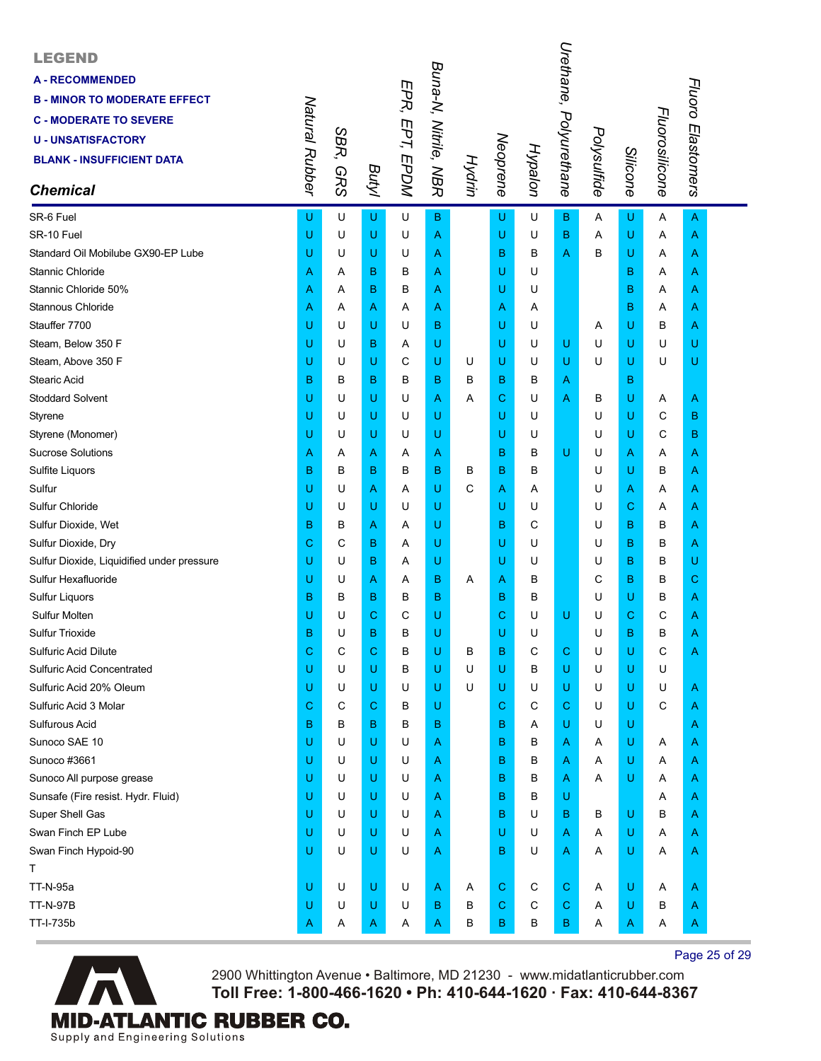**LEGEND**

**A - RECOMMENDED**
**B - MINOR TO MODERATE EFFECT**
**C - MODERATE TO SEVERE**
**U - UNSATISFACTORY**
**BLANK - INSUFFICIENT DATA**

| *Chemical* | *Natural Rubber* | *SBR, GRS* | *Butyl* | *EPR, EPT, EPDM* | *Buna-N, Nitrile, NBR* | *Hydrin* | *Neoprene* | *Hypalon* | *Urethane, Polyurethane* | *Polysulfide* | *Silicone* | *Fluorosilicone* | *Fluoro Elastomers* |
|---|---|---|---|---|---|---|---|---|---|---|---|---|---|
| SR-6 Fuel | U | U | U | U | B | | U | U | B | A | U | A | A |
| SR-10 Fuel | U | U | U | U | A | | U | U | B | A | U | A | A |
| Standard Oil Mobilube GX90-EP Lube | U | U | U | U | A | | B | B | A | B | U | A | A |
| Stannic Chloride | A | A | B | B | A | | U | U | | | B | A | A |
| Stannic Chloride 50% | A | A | B | B | A | | U | U | | | B | A | A |
| Stannous Chloride | A | A | A | A | A | | A | A | | | B | A | A |
| Stauffer 7700 | U | U | U | U | B | | U | U | | A | U | B | A |
| Steam, Below 350 F | U | U | B | A | U | | U | U | U | U | U | U | U |
| Steam, Above 350 F | U | U | U | C | U | U | U | U | U | U | U | U | U |
| Stearic Acid | B | B | B | B | B | B | B | B | A | | B | | |
| Stoddard Solvent | U | U | U | U | A | A | C | U | A | B | U | A | A |
| Styrene | U | U | U | U | U | | U | U | | U | U | C | B |
| Styrene (Monomer) | U | U | U | U | U | | U | U | | U | U | C | B |
| Sucrose Solutions | A | A | A | A | A | | B | B | U | U | A | A | A |
| Sulfite Liquors | B | B | B | B | B | B | B | B | | U | U | B | A |
| Sulfur | U | U | A | A | U | C | A | A | | U | A | A | A |
| Sulfur Chloride | U | U | U | U | U | | U | U | | U | C | A | A |
| Sulfur Dioxide, Wet | B | B | A | A | U | | B | C | | U | B | B | A |
| Sulfur Dioxide, Dry | C | C | B | A | U | | U | U | | U | B | B | A |
| Sulfur Dioxide, Liquidified under pressure | U | U | B | A | U | | U | U | | U | B | B | U |
| Sulfur Hexafluoride | U | U | A | A | B | A | A | B | | C | B | B | C |
| Sulfur Liquors | B | B | B | B | B | | B | B | | U | U | B | A |
| Sulfur Molten | U | U | C | C | U | | C | U | U | U | C | C | A |
| Sulfur Trioxide | B | U | B | B | U | | U | U | | U | B | B | A |
| Sulfuric Acid Dilute | C | C | C | B | U | B | B | C | C | U | U | C | A |
| Sulfuric Acid Concentrated | U | U | U | B | U | U | U | B | U | U | U | U | |
| Sulfuric Acid 20% Oleum | U | U | U | U | U | U | U | U | U | U | U | U | A |
| Sulfuric Acid 3 Molar | C | C | C | B | U | | C | C | C | U | U | C | A |
| Sulfurous Acid | B | B | B | B | B | | B | A | U | U | U | | A |
| Sunoco SAE 10 | U | U | U | U | A | | B | B | A | A | U | A | A |
| Sunoco #3661 | U | U | U | U | A | | B | B | A | A | U | A | A |
| Sunoco All purpose grease | U | U | U | U | A | | B | B | A | A | U | A | A |
| Sunsafe (Fire resist. Hydr. Fluid) | U | U | U | U | A | | B | B | U | | | A | A |
| Super Shell Gas | U | U | U | U | A | | B | U | B | B | U | B | A |
| Swan Finch EP Lube | U | U | U | U | A | | U | U | A | A | U | A | A |
| Swan Finch Hypoid-90 | U | U | U | U | A | | B | U | A | A | U | A | A |
| T | | | | | | | | | | | | | |
| TT-N-95a | U | U | U | U | A | A | C | C | C | A | U | A | A |
| TT-N-97B | U | U | U | U | B | B | C | C | C | A | U | B | A |
| TT-I-735b | A | A | A | A | A | B | B | B | B | A | A | A | A |

2900 Whittington Avenue • Baltimore, MD 21230 - www.midatlanticrubber.com
**Toll Free: 1-800-466-1620 • Ph: 410-644-1620 · Fax: 410-644-8367**

**MID-ATLANTIC RUBBER CO.**
Supply and Engineering Solutions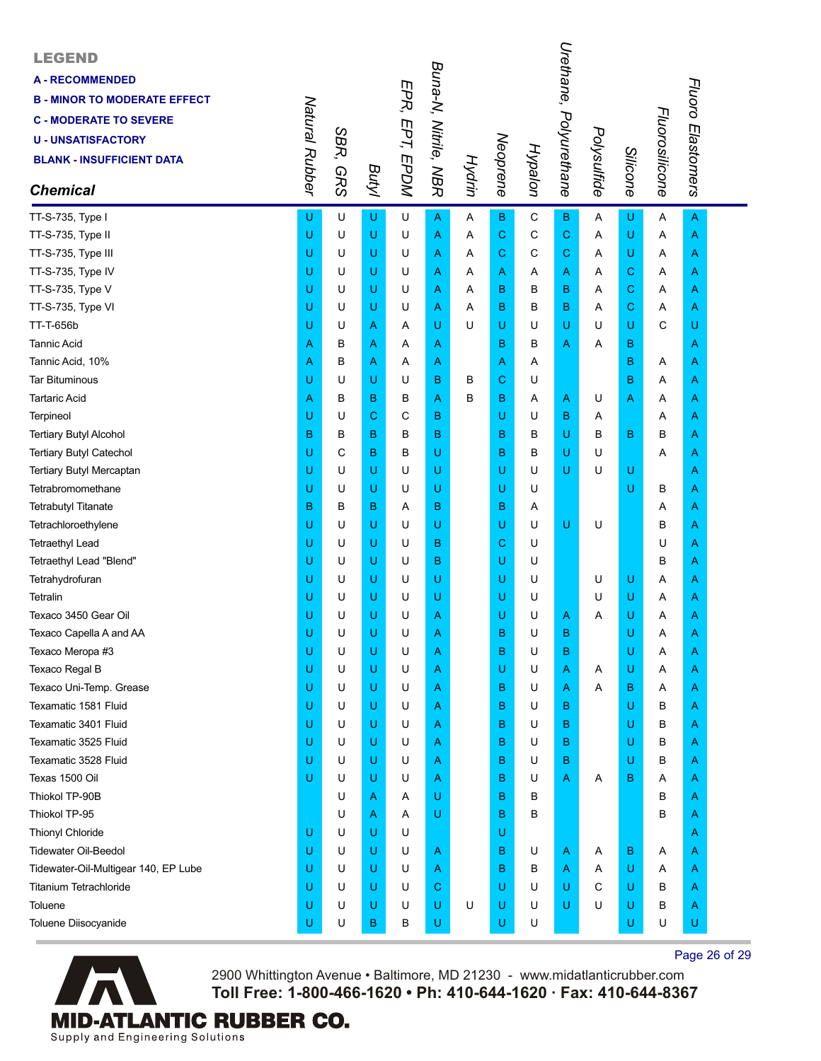**LEGEND**

**A - RECOMMENDED**
**B - MINOR TO MODERATE EFFECT**
**C - MODERATE TO SEVERE**
**U - UNSATISFACTORY**
**BLANK - INSUFFICIENT DATA**

| Chemical | Natural Rubber | SBR, GRS | Butyl | EPR, EPT, EPDM | Buna-N, Nitrile, NBR | Hydrin | Neoprene | Hypalon | Urethane, Polyurethane | Polysulfide | Silicone | Fluorosilicone | Fluoro Elastomers |
|---|---|---|---|---|---|---|---|---|---|---|---|---|---|
| TT-S-735, Type I | U | U | U | U | A | A | B | C | B | A | U | A | A |
| TT-S-735, Type II | U | U | U | U | A | A | C | C | C | A | U | A | A |
| TT-S-735, Type III | U | U | U | U | A | A | C | C | C | A | U | A | A |
| TT-S-735, Type IV | U | U | U | U | A | A | A | A | A | A | C | A | A |
| TT-S-735, Type V | U | U | U | U | A | A | B | B | B | A | C | A | A |
| TT-S-735, Type VI | U | U | U | U | A | A | B | B | B | A | C | A | A |
| TT-T-656b | U | U | A | A | U | U | U | U | U | U | U | C | U |
| Tannic Acid | A | B | A | A | A | | B | B | A | A | B | | A |
| Tannic Acid, 10% | A | B | A | A | A | | A | A | | | B | A | A |
| Tar Bituminous | U | U | U | U | B | B | C | U | | | B | A | A |
| Tartaric Acid | A | B | B | B | A | B | B | A | A | U | A | A | A |
| Terpineol | U | U | C | C | B | | U | U | B | A | | A | A |
| Tertiary Butyl Alcohol | B | B | B | B | B | | B | B | U | B | B | B | A |
| Tertiary Butyl Catechol | U | C | B | B | U | | B | B | U | U | | A | A |
| Tertiary Butyl Mercaptan | U | U | U | U | U | | U | U | U | U | U | | A |
| Tetrabromomethane | U | U | U | U | U | | U | U | | | U | B | A |
| Tetrabutyl Titanate | B | B | B | A | B | | B | A | | | | A | A |
| Tetrachloroethylene | U | U | U | U | U | | U | U | U | U | | B | A |
| Tetraethyl Lead | U | U | U | U | B | | C | U | | | | U | A |
| Tetraethyl Lead "Blend" | U | U | U | U | B | | U | U | | | | B | A |
| Tetrahydrofuran | U | U | U | U | U | | U | U | | U | U | A | A |
| Tetralin | U | U | U | U | U | | U | U | | U | U | A | A |
| Texaco 3450 Gear Oil | U | U | U | U | A | | U | U | A | A | U | A | A |
| Texaco Capella A and AA | U | U | U | U | A | | B | U | B | | U | A | A |
| Texaco Meropa #3 | U | U | U | U | A | | B | U | B | | U | A | A |
| Texaco Regal B | U | U | U | U | A | | U | U | A | A | U | A | A |
| Texaco Uni-Temp. Grease | U | U | U | U | A | | B | U | A | A | B | A | A |
| Texamatic 1581 Fluid | U | U | U | U | A | | B | U | B | | U | B | A |
| Texamatic 3401 Fluid | U | U | U | U | A | | B | U | B | | U | B | A |
| Texamatic 3525 Fluid | U | U | U | U | A | | B | U | B | | U | B | A |
| Texamatic 3528 Fluid | U | U | U | U | A | | B | U | B | | U | B | A |
| Texas 1500 Oil | U | U | U | U | A | | B | U | A | A | B | A | A |
| Thiokol TP-90B | | U | A | A | U | | B | B | | | | B | A |
| Thiokol TP-95 | | U | A | A | U | | B | B | | | | B | A |
| Thionyl Chloride | U | U | U | U | | | U | | | | | | A |
| Tidewater Oil-Beedol | U | U | U | U | A | | B | U | A | A | B | A | A |
| Tidewater-Oil-Multigear 140, EP Lube | U | U | U | U | A | | B | B | A | A | U | A | A |
| Titanium Tetrachloride | U | U | U | U | C | | U | U | U | C | U | B | A |
| Toluene | U | U | U | U | U | U | U | U | U | U | U | B | A |
| Toluene Diisocyanide | U | U | B | B | U | | U | U | | | U | U | U |

2900 Whittington Avenue • Baltimore, MD 21230 - www.midatlanticrubber.com
**Toll Free: 1-800-466-1620 • Ph: 410-644-1620 · Fax: 410-644-8367**

**MID-ATLANTIC RUBBER CO.**
Supply and Engineering Solutions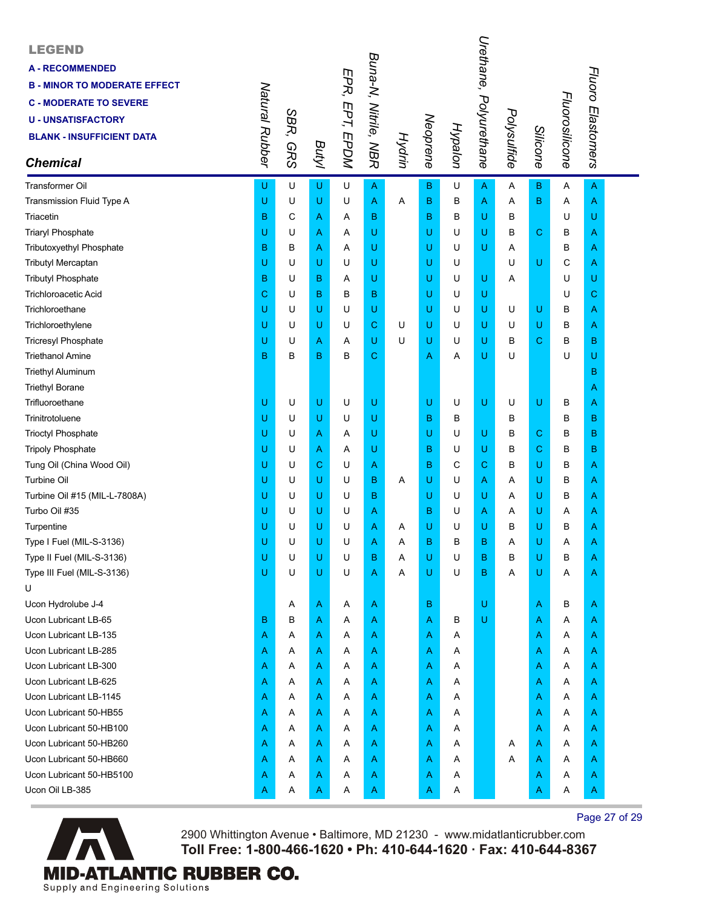**LEGEND**

**A - RECOMMENDED**

**B - MINOR TO MODERATE EFFECT**

**C - MODERATE TO SEVERE**

**U - UNSATISFACTORY**

**BLANK - INSUFFICIENT DATA**

| *Chemical* | *Natural Rubber* | *SBR, GRS* | *Butyl* | *EPR, EPT, EPDM* | *Buna-N, Nitrile, NBR* | *Hydrin* | *Neoprene* | *Hypalon* | *Urethane, Polyurethane* | *Polysulfide* | *Silicone* | *Fluorosilicone* | *Fluoro Elastomers* |
|---|---|---|---|---|---|---|---|---|---|---|---|---|---|
| Transformer Oil | U | U | U | U | A | | B | U | A | A | B | A | A |
| Transmission Fluid Type A | U | U | U | U | A | A | B | B | A | A | B | A | A |
| Triacetin | B | C | A | A | B | | B | B | U | B | | U | U |
| Triaryl Phosphate | U | U | A | A | U | | U | U | U | B | C | B | A |
| Tributoxyethyl Phosphate | B | B | A | A | U | | U | U | U | A | | B | A |
| Tributyl Mercaptan | U | U | U | U | U | | U | U | | U | U | C | A |
| Tributyl Phosphate | B | U | B | A | U | | U | U | U | A | | U | U |
| Trichloroacetic Acid | C | U | B | B | B | | U | U | U | | | U | C |
| Trichloroethane | U | U | U | U | U | | U | U | U | U | U | B | A |
| Trichloroethylene | U | U | U | U | C | U | U | U | U | U | U | B | A |
| Tricresyl Phosphate | U | U | A | A | U | U | U | U | U | B | C | B | B |
| Triethanol Amine | B | B | B | B | C | | A | A | U | U | | U | U |
| Triethyl Aluminum | | | | | | | | | | | | | B |
| Triethyl Borane | | | | | | | | | | | | | A |
| Trifluoroethane | U | U | U | U | U | | U | U | U | U | U | B | A |
| Trinitrotoluene | U | U | U | U | U | | B | B | | B | | B | B |
| Trioctyl Phosphate | U | U | A | A | U | | U | U | U | B | C | B | B |
| Tripoly Phosphate | U | U | A | A | U | | B | U | U | B | C | B | B |
| Tung Oil (China Wood Oil) | U | U | C | U | A | | B | C | C | B | U | B | A |
| Turbine Oil | U | U | U | U | B | A | U | U | A | A | U | B | A |
| Turbine Oil #15 (MIL-L-7808A) | U | U | U | U | B | | U | U | U | A | U | B | A |
| Turbo Oil #35 | U | U | U | U | A | | B | U | A | A | U | A | A |
| Turpentine | U | U | U | U | A | A | U | U | U | B | U | B | A |
| Type I Fuel (MIL-S-3136) | U | U | U | U | A | A | B | B | B | A | U | A | A |
| Type II Fuel (MIL-S-3136) | U | U | U | U | B | A | U | U | B | B | U | B | A |
| Type III Fuel (MIL-S-3136) | U | U | U | U | A | A | U | U | B | A | U | A | A |
| U | | | | | | | | | | | | | |
| Ucon Hydrolube J-4 | | A | A | A | A | | B | | U | | A | B | A |
| Ucon Lubricant LB-65 | B | B | A | A | A | | A | B | U | | A | A | A |
| Ucon Lubricant LB-135 | A | A | A | A | A | | A | A | | | A | A | A |
| Ucon Lubricant LB-285 | A | A | A | A | A | | A | A | | | A | A | A |
| Ucon Lubricant LB-300 | A | A | A | A | A | | A | A | | | A | A | A |
| Ucon Lubricant LB-625 | A | A | A | A | A | | A | A | | | A | A | A |
| Ucon Lubricant LB-1145 | A | A | A | A | A | | A | A | | | A | A | A |
| Ucon Lubricant 50-HB55 | A | A | A | A | A | | A | A | | | A | A | A |
| Ucon Lubricant 50-HB100 | A | A | A | A | A | | A | A | | | A | A | A |
| Ucon Lubricant 50-HB260 | A | A | A | A | A | | A | A | | A | A | A | A |
| Ucon Lubricant 50-HB660 | A | A | A | A | A | | A | A | | A | A | A | A |
| Ucon Lubricant 50-HB5100 | A | A | A | A | A | | A | A | | | A | A | A |
| Ucon Oil LB-385 | A | A | A | A | A | | A | A | | | A | A | A |

2900 Whittington Avenue • Baltimore, MD 21230 - www.midatlanticrubber.com

**Toll Free: 1-800-466-1620 • Ph: 410-644-1620 · Fax: 410-644-8367**

**MID-ATLANTIC RUBBER CO.**

Supply and Engineering Solutions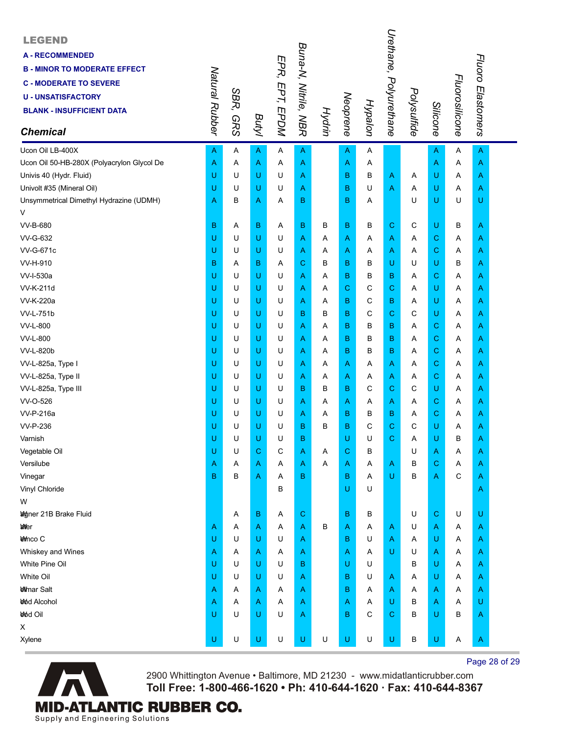**LEGEND**

**A - RECOMMENDED**
**B - MINOR TO MODERATE EFFECT**
**C - MODERATE TO SEVERE**
**U - UNSATISFACTORY**
**BLANK - INSUFFICIENT DATA**

| *Chemical* | *Natural Rubber* | *SBR, GRS* | *Butyl* | *EPR, EPT, EPDM* | *Buna-N, Nitrile, NBR* | *Hydrin* | *Neoprene* | *Hypalon* | *Urethane, Polyurethane* | *Polysulfide* | *Silicone* | *Fluorosilicone* | *Fluoro Elastomers* |
|---|---|---|---|---|---|---|---|---|---|---|---|---|---|
| Ucon Oil LB-400X | A | A | A | A | A | | A | A | | | A | A | A |
| Ucon Oil 50-HB-280X (Polyacrylon Glycol De | A | A | A | A | A | | A | A | | | A | A | A |
| Univis 40 (Hydr. Fluid) | U | U | U | U | A | | B | B | A | A | U | A | A |
| Univolt #35 (Mineral Oil) | U | U | U | U | A | | B | U | A | A | U | A | A |
| Unsymmetrical Dimethyl Hydrazine (UDMH) | A | B | A | A | B | | B | A | | U | U | U | U |
| V | | | | | | | | | | | | | |
| VV-B-680 | B | A | B | A | B | B | B | B | C | C | U | B | A |
| VV-G-632 | U | U | U | U | A | A | A | A | A | A | C | A | A |
| VV-G-671c | U | U | U | U | A | A | A | A | A | A | C | A | A |
| VV-H-910 | B | A | B | A | C | B | B | B | U | U | U | B | A |
| VV-I-530a | U | U | U | U | A | A | B | B | B | A | C | A | A |
| VV-K-211d | U | U | U | U | A | A | C | C | C | A | U | A | A |
| VV-K-220a | U | U | U | U | A | A | B | C | B | A | U | A | A |
| VV-L-751b | U | U | U | U | B | B | B | C | C | C | U | A | A |
| VV-L-800 | U | U | U | U | A | A | B | B | B | A | C | A | A |
| VV-L-800 | U | U | U | U | A | A | B | B | B | A | C | A | A |
| VV-L-820b | U | U | U | U | A | A | B | B | B | A | C | A | A |
| VV-L-825a, Type I | U | U | U | U | A | A | A | A | A | A | C | A | A |
| VV-L-825a, Type II | U | U | U | U | A | A | A | A | A | A | C | A | A |
| VV-L-825a, Type III | U | U | U | U | B | B | B | C | C | C | U | A | A |
| VV-O-526 | U | U | U | U | A | A | A | A | A | A | C | A | A |
| VV-P-216a | U | U | U | U | A | A | B | B | B | A | C | A | A |
| VV-P-236 | U | U | U | U | B | B | B | C | C | C | U | A | A |
| Varnish | U | U | U | U | B | | U | U | C | A | U | B | A |
| Vegetable Oil | U | U | C | C | A | A | C | B | | U | A | A | A |
| Versilube | A | A | A | A | A | A | A | A | A | B | C | A | A |
| Vinegar | B | B | A | A | B | | B | A | U | B | A | C | A |
| Vinyl Chloride | | | | B | | | U | U | | | | | A |
| W | | | | | | | | | | | | | |
| Wagner 21B Brake Fluid | | A | B | A | C | | B | B | | U | C | U | U |
| Water | A | A | A | A | A | B | A | A | A | U | A | A | A |
| Wemco C | U | U | U | U | A | | B | U | A | A | U | A | A |
| Whiskey and Wines | A | A | A | A | A | | A | A | U | U | A | A | A |
| White Pine Oil | U | U | U | U | B | | U | U | | B | U | A | A |
| White Oil | U | U | U | U | A | | B | U | A | A | U | A | A |
| Wolmar Salt | A | A | A | A | A | | B | A | A | A | A | A | A |
| Wood Alcohol | A | A | A | A | A | | A | A | U | B | A | A | U |
| Wood Oil | U | U | U | U | A | | B | C | C | B | U | B | A |
| X | | | | | | | | | | | | | |
| Xylene | U | U | U | U | U | U | U | U | U | B | U | A | A |

2900 Whittington Avenue • Baltimore, MD 21230 - www.midatlanticrubber.com
**Toll Free: 1-800-466-1620 • Ph: 410-644-1620 · Fax: 410-644-8367**

**MID-ATLANTIC RUBBER CO.**
Supply and Engineering Solutions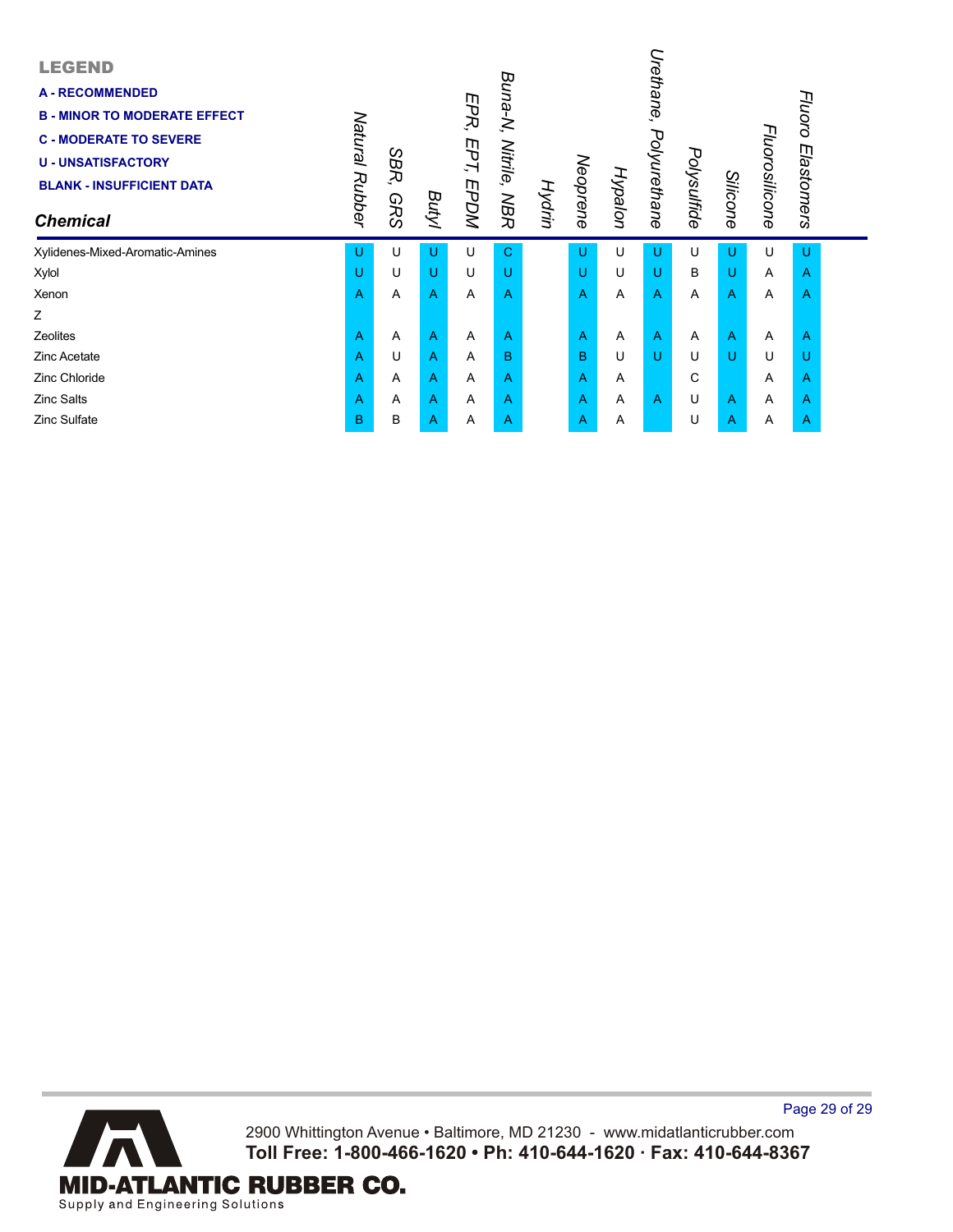**LEGEND**

**A - RECOMMENDED**
**B - MINOR TO MODERATE EFFECT**
**C - MODERATE TO SEVERE**
**U - UNSATISFACTORY**
**BLANK - INSUFFICIENT DATA**

| ***Chemical*** | *Natural Rubber* | *SBR, GRS* | *Butyl* | *EPR, EPT, EPDM* | *Buna-N, Nitrile, NBR* | *Hydrin* | *Neoprene* | *Hypalon* | *Urethane, Polyurethane* | *Polysulfide* | *Silicone* | *Fluorosilicone* | *Fluoro Elastomers* |
|---|---|---|---|---|---|---|---|---|---|---|---|---|---|
| Xylidenes-Mixed-Aromatic-Amines | U | U | U | U | C | | U | U | U | U | U | U | U |
| Xylol | U | U | U | U | U | | U | U | U | B | U | A | A |
| Xenon | A | A | A | A | A | | A | A | A | A | A | A | A |
| Z | | | | | | | | | | | | | |
| Zeolites | A | A | A | A | A | | A | A | A | A | A | A | A |
| Zinc Acetate | A | U | A | A | B | | B | U | U | U | U | U | U |
| Zinc Chloride | A | A | A | A | A | | A | A | | C | | A | A |
| Zinc Salts | A | A | A | A | A | | A | A | A | U | A | A | A |
| Zinc Sulfate | B | B | A | A | A | | A | A | | U | A | A | A |